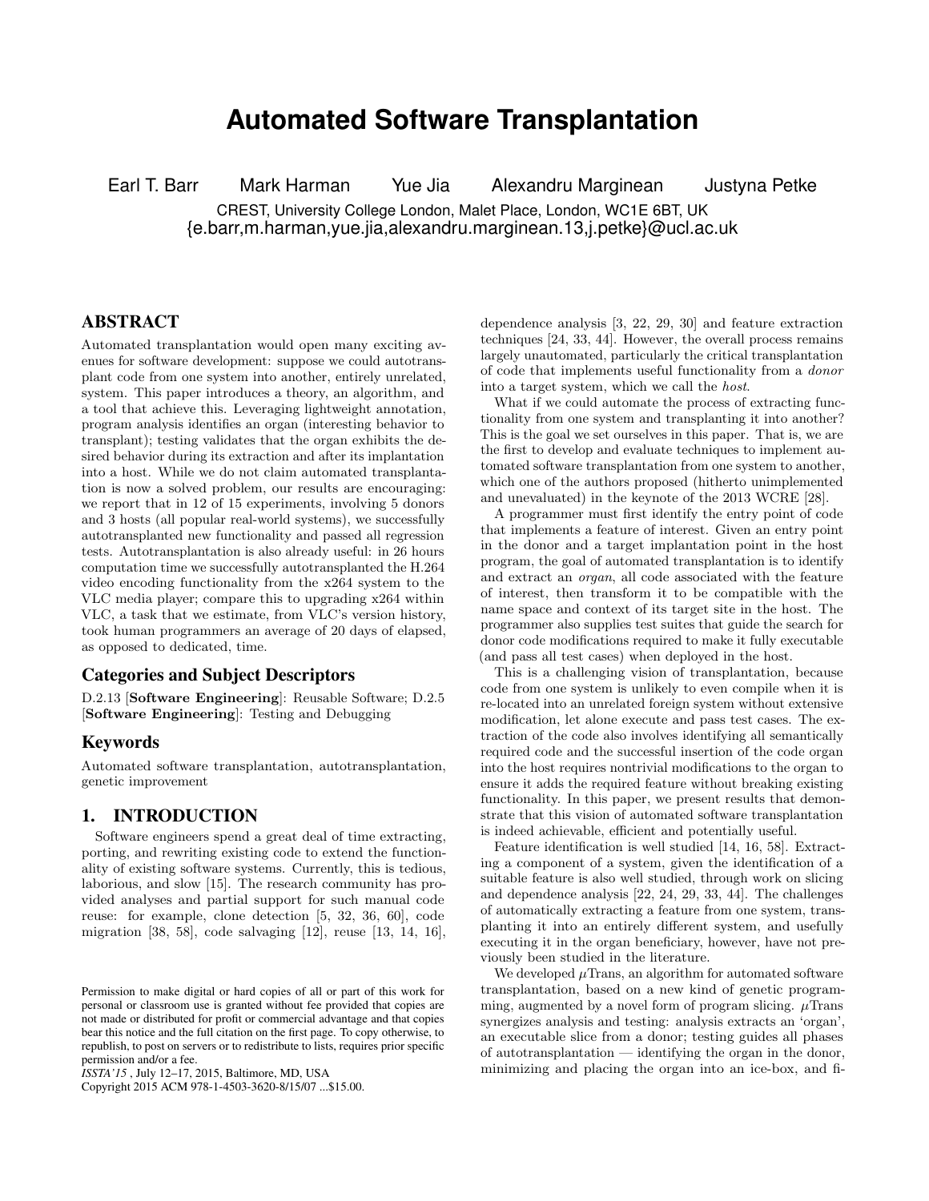# Automated Software Transplantation

Earl T. Barr  Mark Harman  Yue Jia  Alexandru Marginean  Justyna Petke

CREST, University College London, Malet Place, London, WC1E 6BT, UK
{e.barr,m.harman,yue.jia,alexandru.marginean.13,j.petke}@ucl.ac.uk

## ABSTRACT

Automated transplantation would open many exciting avenues for software development: suppose we could autotransplant code from one system into another, entirely unrelated, system. This paper introduces a theory, an algorithm, and a tool that achieve this. Leveraging lightweight annotation, program analysis identifies an organ (interesting behavior to transplant); testing validates that the organ exhibits the desired behavior during its extraction and after its implantation into a host. While we do not claim automated transplantation is now a solved problem, our results are encouraging: we report that in 12 of 15 experiments, involving 5 donors and 3 hosts (all popular real-world systems), we successfully autotransplanted new functionality and passed all regression tests. Autotransplantation is also already useful: in 26 hours computation time we successfully autotransplanted the H.264 video encoding functionality from the x264 system to the VLC media player; compare this to upgrading x264 within VLC, a task that we estimate, from VLC's version history, took human programmers an average of 20 days of elapsed, as opposed to dedicated, time.

### Categories and Subject Descriptors

D.2.13 [**Software Engineering**]: Reusable Software; D.2.5 [**Software Engineering**]: Testing and Debugging

### Keywords

Automated software transplantation, autotransplantation, genetic improvement

## 1. INTRODUCTION

Software engineers spend a great deal of time extracting, porting, and rewriting existing code to extend the functionality of existing software systems. Currently, this is tedious, laborious, and slow [15]. The research community has provided analyses and partial support for such manual code reuse: for example, clone detection [5, 32, 36, 60], code migration [38, 58], code salvaging [12], reuse [13, 14, 16], dependence analysis [3, 22, 29, 30] and feature extraction techniques [24, 33, 44]. However, the overall process remains largely unautomated, particularly the critical transplantation of code that implements useful functionality from a *donor* into a target system, which we call the *host*.

What if we could automate the process of extracting functionality from one system and transplanting it into another? This is the goal we set ourselves in this paper. That is, we are the first to develop and evaluate techniques to implement automated software transplantation from one system to another, which one of the authors proposed (hitherto unimplemented and unevaluated) in the keynote of the 2013 WCRE [28].

A programmer must first identify the entry point of code that implements a feature of interest. Given an entry point in the donor and a target implantation point in the host program, the goal of automated transplantation is to identify and extract an *organ*, all code associated with the feature of interest, then transform it to be compatible with the name space and context of its target site in the host. The programmer also supplies test suites that guide the search for donor code modifications required to make it fully executable (and pass all test cases) when deployed in the host.

This is a challenging vision of transplantation, because code from one system is unlikely to even compile when it is re-located into an unrelated foreign system without extensive modification, let alone execute and pass test cases. The extraction of the code also involves identifying all semantically required code and the successful insertion of the code organ into the host requires nontrivial modifications to the organ to ensure it adds the required feature without breaking existing functionality. In this paper, we present results that demonstrate that this vision of automated software transplantation is indeed achievable, efficient and potentially useful.

Feature identification is well studied [14, 16, 58]. Extracting a component of a system, given the identification of a suitable feature is also well studied, through work on slicing and dependence analysis [22, 24, 29, 33, 44]. The challenges of automatically extracting a feature from one system, transplanting it into an entirely different system, and usefully executing it in the organ beneficiary, however, have not previously been studied in the literature.

We developed $\mu$Trans, an algorithm for automated software transplantation, based on a new kind of genetic programming, augmented by a novel form of program slicing. $\mu$Trans synergizes analysis and testing: analysis extracts an 'organ', an executable slice from a donor; testing guides all phases of autotransplantation — identifying the organ in the donor, minimizing and placing the organ into an ice-box, and fi-

Permission to make digital or hard copies of all or part of this work for personal or classroom use is granted without fee provided that copies are not made or distributed for profit or commercial advantage and that copies bear this notice and the full citation on the first page. To copy otherwise, to republish, to post on servers or to redistribute to lists, requires prior specific permission and/or a fee.
*ISSTA'15* , July 12–17, 2015, Baltimore, MD, USA
Copyright 2015 ACM 978-1-4503-3620-8/15/07 ...$15.00.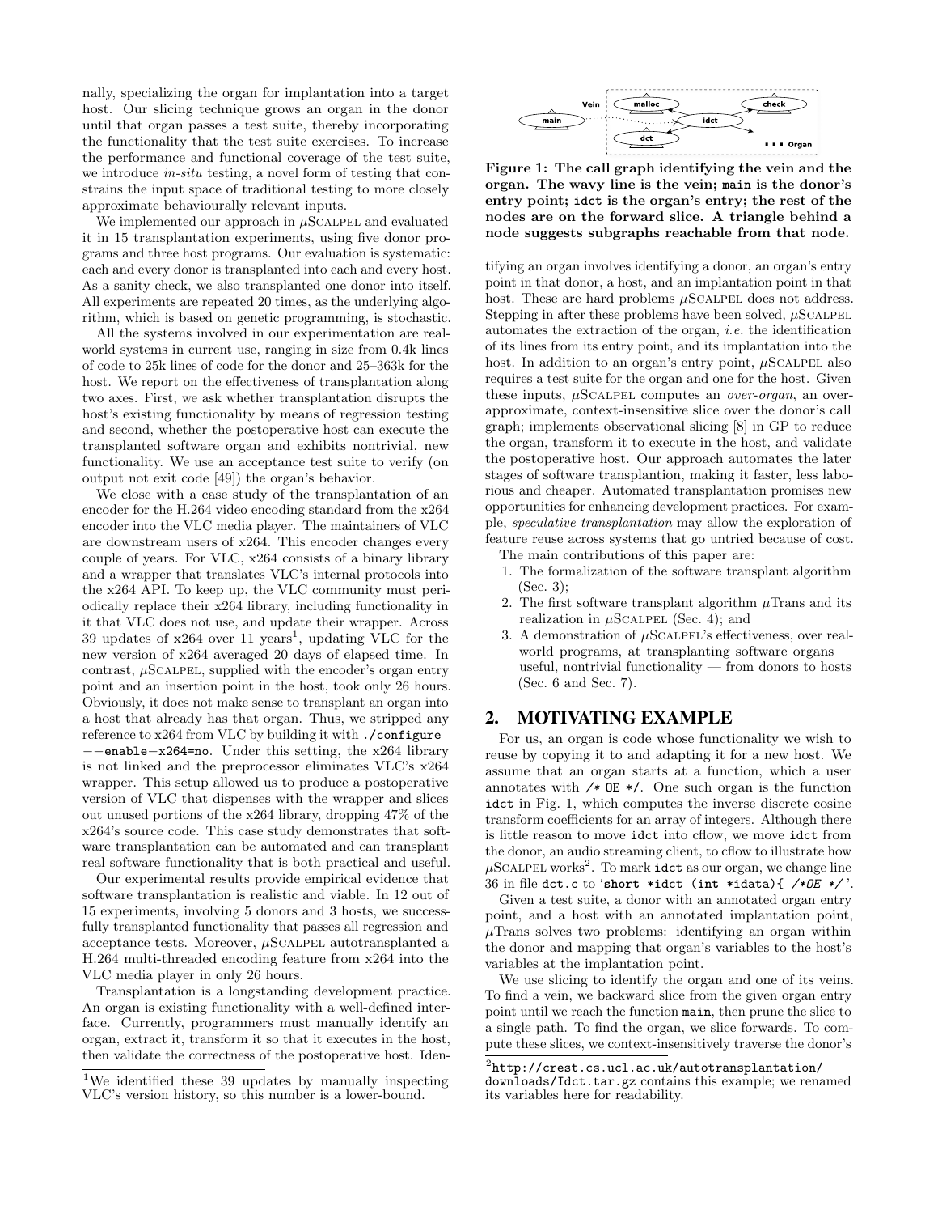nally, specializing the organ for implantation into a target host. Our slicing technique grows an organ in the donor until that organ passes a test suite, thereby incorporating the functionality that the test suite exercises. To increase the performance and functional coverage of the test suite, we introduce *in-situ* testing, a novel form of testing that constrains the input space of traditional testing to more closely approximate behaviourally relevant inputs.

We implemented our approach in $\mu$Scalpel and evaluated it in 15 transplantation experiments, using five donor programs and three host programs. Our evaluation is systematic: each and every donor is transplanted into each and every host. As a sanity check, we also transplanted one donor into itself. All experiments are repeated 20 times, as the underlying algorithm, which is based on genetic programming, is stochastic.

All the systems involved in our experimentation are real-world systems in current use, ranging in size from 0.4k lines of code to 25k lines of code for the donor and 25–363k for the host. We report on the effectiveness of transplantation along two axes. First, we ask whether transplantation disrupts the host's existing functionality by means of regression testing and second, whether the postoperative host can execute the transplanted software organ and exhibits nontrivial, new functionality. We use an acceptance test suite to verify (on output not exit code [49]) the organ's behavior.

We close with a case study of the transplantation of an encoder for the H.264 video encoding standard from the x264 encoder into the VLC media player. The maintainers of VLC are downstream users of x264. This encoder changes every couple of years. For VLC, x264 consists of a binary library and a wrapper that translates VLC's internal protocols into the x264 API. To keep up, the VLC community must periodically replace their x264 library, including functionality in it that VLC does not use, and update their wrapper. Across 39 updates of x264 over 11 years[1], updating VLC for the new version of x264 averaged 20 days of elapsed time. In contrast, $\mu$Scalpel, supplied with the encoder's organ entry point and an insertion point in the host, took only 26 hours. Obviously, it does not make sense to transplant an organ into a host that already has that organ. Thus, we stripped any reference to x264 from VLC by building it with `./configure --enable-x264=no`. Under this setting, the x264 library is not linked and the preprocessor eliminates VLC's x264 wrapper. This setup allowed us to produce a postoperative version of VLC that dispenses with the wrapper and slices out unused portions of the x264 library, dropping 47% of the x264's source code. This case study demonstrates that software transplantation can be automated and can transplant real software functionality that is both practical and useful.

Our experimental results provide empirical evidence that software transplantation is realistic and viable. In 12 out of 15 experiments, involving 5 donors and 3 hosts, we successfully transplanted functionality that passes all regression and acceptance tests. Moreover, $\mu$Scalpel autotransplanted a H.264 multi-threaded encoding feature from x264 into the VLC media player in only 26 hours.

Transplantation is a longstanding development practice. An organ is existing functionality with a well-defined interface. Currently, programmers must manually identify an organ, extract it, transform it so that it executes in the host, then validate the correctness of the postoperative host. Identifying an organ involves identifying a donor, an organ's entry point in that donor, a host, and an implantation point in that host. These are hard problems $\mu$Scalpel does not address. Stepping in after these problems have been solved, $\mu$Scalpel automates the extraction of the organ, *i.e.* the identification of its lines from its entry point, and its implantation into the host. In addition to an organ's entry point, $\mu$Scalpel also requires a test suite for the organ and one for the host. Given these inputs, $\mu$Scalpel computes an *over-organ*, an overapproximate, context-insensitive slice over the donor's call graph; implements observational slicing [8] in GP to reduce the organ, transform it to execute in the host, and validate the postoperative host. Our approach automates the later stages of software transplantion, making it faster, less laborious and cheaper. Automated transplantation promises new opportunities for enhancing development practices. For example, *speculative transplantation* may allow the exploration of feature reuse across systems that go untried because of cost.

[1] We identified these 39 updates by manually inspecting VLC's version history, so this number is a lower-bound.

**Figure 1: The call graph identifying the vein and the organ. The wavy line is the vein; `main` is the donor's entry point; `idct` is the organ's entry; the rest of the nodes are on the forward slice. A triangle behind a node suggests subgraphs reachable from that node.**

The main contributions of this paper are:

1. The formalization of the software transplant algorithm (Sec. 3);
2. The first software transplant algorithm $\mu$Trans and its realization in $\mu$Scalpel (Sec. 4); and
3. A demonstration of $\mu$Scalpel's effectiveness, over real-world programs, at transplanting software organs — useful, nontrivial functionality — from donors to hosts (Sec. 6 and Sec. 7).

## 2. MOTIVATING EXAMPLE

For us, an organ is code whose functionality we wish to reuse by copying it and adapting it for a new host. We assume that an organ starts at a function, which a user annotates with `/* OE */`. One such organ is the function `idct` in Fig. 1, which computes the inverse discrete cosine transform coefficients for an array of integers. Although there is little reason to move `idct` into cflow, we move `idct` from the donor, an audio streaming client, to cflow to illustrate how $\mu$Scalpel works[2]. To mark `idct` as our organ, we change line 36 in file `dct.c` to '`short *idct (int *idata){ /*OE */`'.

Given a test suite, a donor with an annotated organ entry point, and a host with an annotated implantation point, $\mu$Trans solves two problems: identifying an organ within the donor and mapping that organ's variables to the host's variables at the implantation point.

We use slicing to identify the organ and one of its veins. To find a vein, we backward slice from the given organ entry point until we reach the function `main`, then prune the slice to a single path. To find the organ, we slice forwards. To compute these slices, we context-insensitively traverse the donor's

[2] http://crest.cs.ucl.ac.uk/autotransplantation/downloads/Idct.tar.gz contains this example; we renamed its variables here for readability.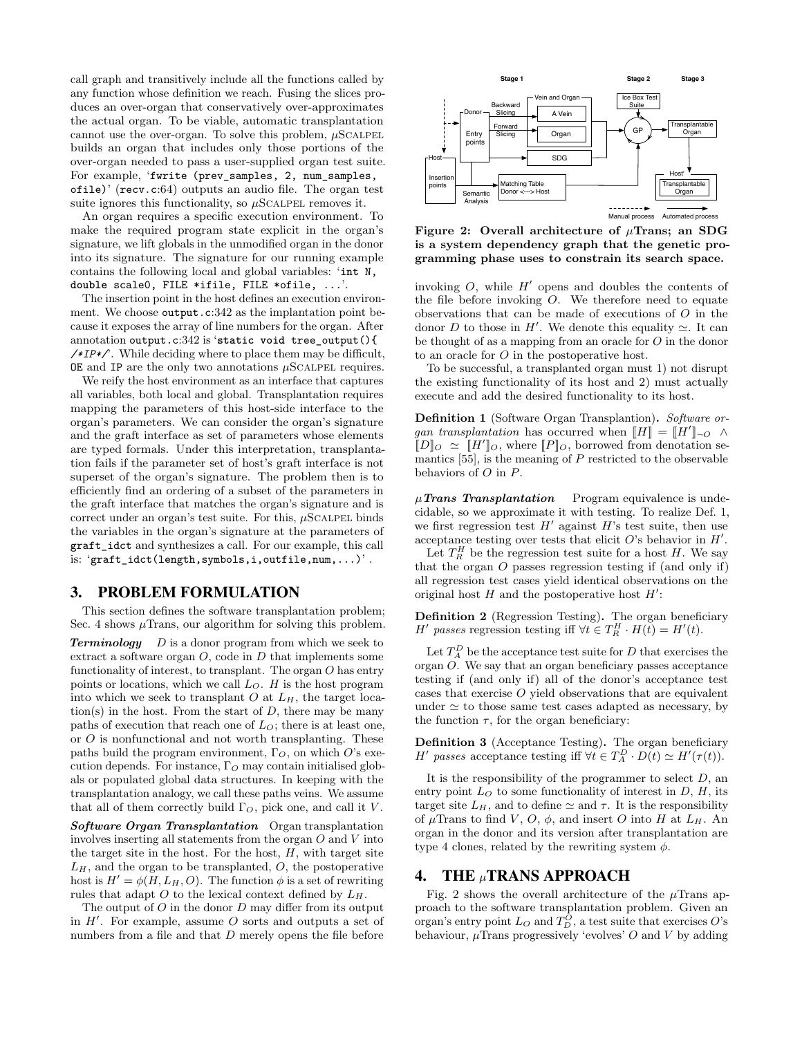call graph and transitively include all the functions called by any function whose definition we reach. Fusing the slices produces an over-organ that conservatively over-approximates the actual organ. To be viable, automatic transplantation cannot use the over-organ. To solve this problem, μSCALPEL builds an organ that includes only those portions of the over-organ needed to pass a user-supplied organ test suite. For example, '`fwrite (prev_samples, 2, num_samples, ofile)`' (`recv.c`:64) outputs an audio file. The organ test suite ignores this functionality, so μSCALPEL removes it.

An organ requires a specific execution environment. To make the required program state explicit in the organ's signature, we lift globals in the unmodified organ in the donor into its signature. The signature for our running example contains the following local and global variables: '`int N, double scale0, FILE *ifile, FILE *ofile, ...`'.

The insertion point in the host defines an execution environment. We choose `output.c`:342 as the implantation point because it exposes the array of line numbers for the organ. After annotation `output.c`:342 is '`static void tree_output(){ /*IP*/`'. While deciding where to place them may be difficult, `OE` and `IP` are the only two annotations μSCALPEL requires.

We reify the host environment as an interface that captures all variables, both local and global. Transplantation requires mapping the parameters of this host-side interface to the organ's parameters. We can consider the organ's signature and the graft interface as set of parameters whose elements are typed formals. Under this interpretation, transplantation fails if the parameter set of host's graft interface is not superset of the organ's signature. The problem then is to efficiently find an ordering of a subset of the parameters in the graft interface that matches the organ's signature and is correct under an organ's test suite. For this, μSCALPEL binds the variables in the organ's signature at the parameters of `graft_idct` and synthesizes a call. For our example, this call is: '`graft_idct(length,symbols,i,outfile,num,...)`'.

## 3. PROBLEM FORMULATION

This section defines the software transplantation problem; Sec. 4 shows μTrans, our algorithm for solving this problem.

***Terminology*** $D$ is a donor program from which we seek to extract a software organ $O$, code in $D$ that implements some functionality of interest, to transplant. The organ $O$ has entry points or locations, which we call $L_O$. $H$ is the host program into which we seek to transplant $O$ at $L_H$, the target location(s) in the host. From the start of $D$, there may be many paths of execution that reach one of $L_O$; there is at least one, or $O$ is nonfunctional and not worth transplanting. These paths build the program environment, $\Gamma_O$, on which $O$'s execution depends. For instance, $\Gamma_O$ may contain initialised globals or populated global data structures. In keeping with the transplantation analogy, we call these paths veins. We assume that all of them correctly build $\Gamma_O$, pick one, and call it $V$.

***Software Organ Transplantation*** Organ transplantation involves inserting all statements from the organ $O$ and $V$ into the target site in the host. For the host, $H$, with target site $L_H$, and the organ to be transplanted, $O$, the postoperative host is $H' = \phi(H, L_H, O)$. The function $\phi$ is a set of rewriting rules that adapt $O$ to the lexical context defined by $L_H$.

The output of $O$ in the donor $D$ may differ from its output in $H'$. For example, assume $O$ sorts and outputs a set of numbers from a file and that $D$ merely opens the file before invoking $O$, while $H'$ opens and doubles the contents of the file before invoking $O$. We therefore need to equate observations that can be made of executions of $O$ in the donor $D$ to those in $H'$. We denote this equality $\simeq$. It can be thought of as a mapping from an oracle for $O$ in the donor to an oracle for $O$ in the postoperative host.

Figure 2: Overall architecture of μTrans; an SDG is a system dependency graph that the genetic programming phase uses to constrain its search space.

To be successful, a transplanted organ must 1) not disrupt the existing functionality of its host and 2) must actually execute and add the desired functionality to its host.

**Definition 1** (Software Organ Transplantion)**.** *Software organ transplantation* has occurred when $[\![H]\!] = [\![H']\!]_{\neg O} \wedge [\![D]\!]_O \simeq [\![H']\!]_O$, where $[\![P]\!]_O$, borrowed from denotation semantics [55], is the meaning of $P$ restricted to the observable behaviors of $O$ in $P$.

***μTrans Transplantation*** Program equivalence is undecidable, so we approximate it with testing. To realize Def. 1, we first regression test $H'$ against $H$'s test suite, then use acceptance testing over tests that elicit $O$'s behavior in $H'$.

Let $T_R^H$ be the regression test suite for a host $H$. We say that the organ $O$ passes regression testing if (and only if) all regression test cases yield identical observations on the original host $H$ and the postoperative host $H'$:

**Definition 2** (Regression Testing)**.** *The organ beneficiary $H'$ passes regression testing iff $\forall t \in T_R^H \cdot H(t) = H'(t)$.*

Let $T_A^D$ be the acceptance test suite for $D$ that exercises the organ $O$. We say that an organ beneficiary passes acceptance testing if (and only if) all of the donor's acceptance test cases that exercise $O$ yield observations that are equivalent under $\simeq$ to those same test cases adapted as necessary, by the function $\tau$, for the organ beneficiary:

**Definition 3** (Acceptance Testing)**.** *The organ beneficiary $H'$ passes acceptance testing iff $\forall t \in T_A^D \cdot D(t) \simeq H'(\tau(t))$.*

It is the responsibility of the programmer to select $D$, an entry point $L_O$ to some functionality of interest in $D$, $H$, its target site $L_H$, and to define $\simeq$ and $\tau$. It is the responsibility of μTrans to find $V$, $O$, $\phi$, and insert $O$ into $H$ at $L_H$. An organ in the donor and its version after transplantation are type 4 clones, related by the rewriting system $\phi$.

## 4. THE μTRANS APPROACH

Fig. 2 shows the overall architecture of the μTrans approach to the software transplantation problem. Given an organ's entry point $L_O$ and $T_D^O$, a test suite that exercises $O$'s behaviour, μTrans progressively 'evolves' $O$ and $V$ by adding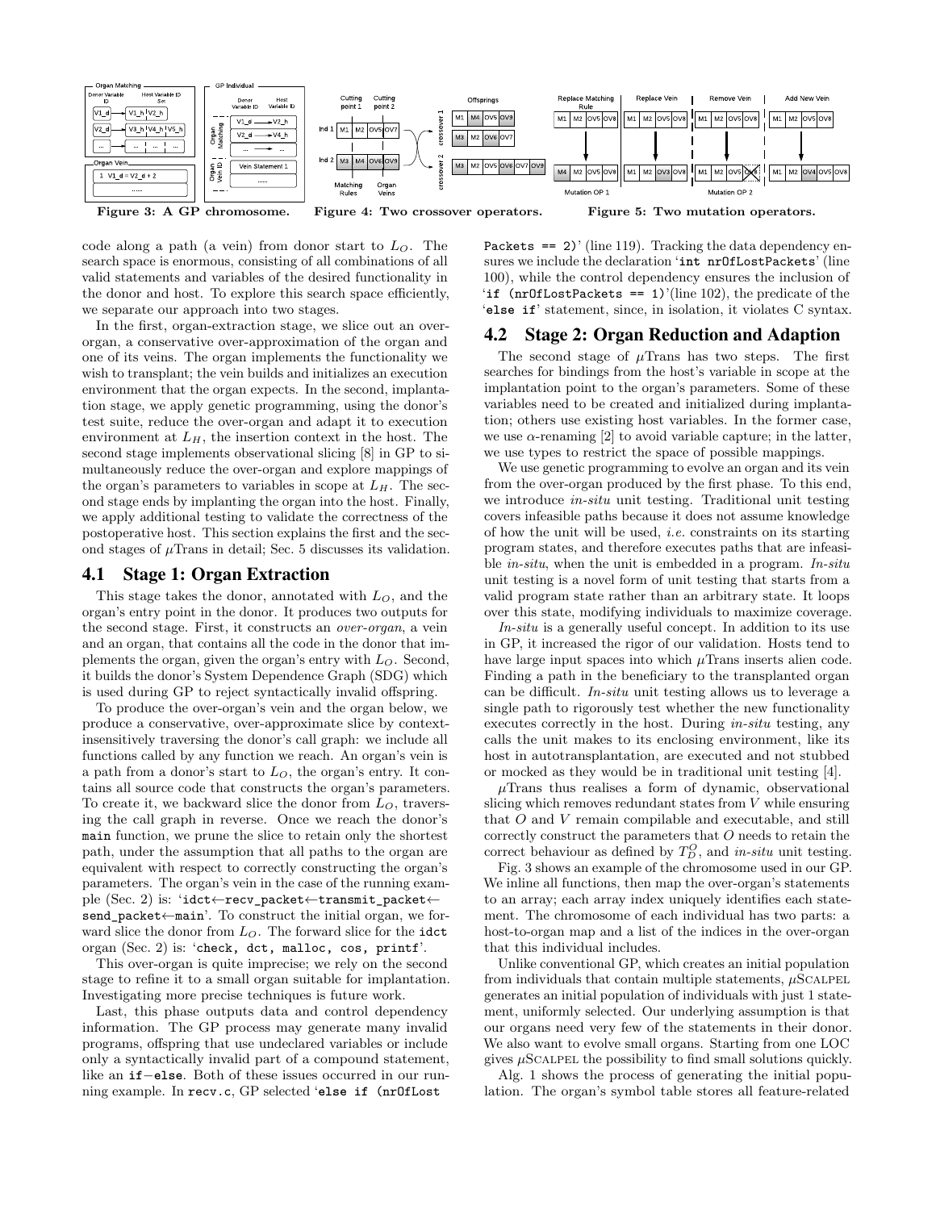Figure 3: A GP chromosome.

Figure 4: Two crossover operators.

Figure 5: Two mutation operators.

code along a path (a vein) from donor start to $L_O$. The search space is enormous, consisting of all combinations of all valid statements and variables of the desired functionality in the donor and host. To explore this search space efficiently, we separate our approach into two stages.

In the first, organ-extraction stage, we slice out an over-organ, a conservative over-approximation of the organ and one of its veins. The organ implements the functionality we wish to transplant; the vein builds and initializes an execution environment that the organ expects. In the second, implantation stage, we apply genetic programming, using the donor's test suite, reduce the over-organ and adapt it to execution environment at $L_H$, the insertion context in the host. The second stage implements observational slicing [8] in GP to simultaneously reduce the over-organ and explore mappings of the organ's parameters to variables in scope at $L_H$. The second stage ends by implanting the organ into the host. Finally, we apply additional testing to validate the correctness of the postoperative host. This section explains the first and the second stages of $\mu$Trans in detail; Sec. 5 discusses its validation.

## 4.1 Stage 1: Organ Extraction

This stage takes the donor, annotated with $L_O$, and the organ's entry point in the donor. It produces two outputs for the second stage. First, it constructs an *over-organ*, a vein and an organ, that contains all the code in the donor that implements the organ, given the organ's entry with $L_O$. Second, it builds the donor's System Dependence Graph (SDG) which is used during GP to reject syntactically invalid offspring.

To produce the over-organ's vein and the organ below, we produce a conservative, over-approximate slice by context-insensitively traversing the donor's call graph: we include all functions called by any function we reach. An organ's vein is a path from a donor's start to $L_O$, the organ's entry. It contains all source code that constructs the organ's parameters. To create it, we backward slice the donor from $L_O$, traversing the call graph in reverse. Once we reach the donor's `main` function, we prune the slice to retain only the shortest path, under the assumption that all paths to the organ are equivalent with respect to correctly constructing the organ's parameters. The organ's vein in the case of the running example (Sec. 2) is: '`idct←recv_packet←transmit_packet←send_packet←main`'. To construct the initial organ, we forward slice the donor from $L_O$. The forward slice for the `idct` organ (Sec. 2) is: '`check, dct, malloc, cos, printf`'.

This over-organ is quite imprecise; we rely on the second stage to refine it to a small organ suitable for implantation. Investigating more precise techniques is future work.

Last, this phase outputs data and control dependency information. The GP process may generate many invalid programs, offspring that use undeclared variables or include only a syntactically invalid part of a compound statement, like an `if−else`. Both of these issues occurred in our running example. In `recv.c`, GP selected '`else if (nrOfLostPackets == 2)`' (line 119). Tracking the data dependency ensures we include the declaration '`int nrOfLostPackets`' (line 100), while the control dependency ensures the inclusion of '`if (nrOfLostPackets == 1)`'(line 102), the predicate of the '`else if`' statement, since, in isolation, it violates C syntax.

## 4.2 Stage 2: Organ Reduction and Adaption

The second stage of $\mu$Trans has two steps. The first searches for bindings from the host's variable in scope at the implantation point to the organ's parameters. Some of these variables need to be created and initialized during implantation; others use existing host variables. In the former case, we use $\alpha$-renaming [2] to avoid variable capture; in the latter, we use types to restrict the space of possible mappings.

We use genetic programming to evolve an organ and its vein from the over-organ produced by the first phase. To this end, we introduce *in-situ* unit testing. Traditional unit testing covers infeasible paths because it does not assume knowledge of how the unit will be used, *i.e.* constraints on its starting program states, and therefore executes paths that are infeasible *in-situ*, when the unit is embedded in a program. *In-situ* unit testing is a novel form of unit testing that starts from a valid program state rather than an arbitrary state. It loops over this state, modifying individuals to maximize coverage.

*In-situ* is a generally useful concept. In addition to its use in GP, it increased the rigor of our validation. Hosts tend to have large input spaces into which $\mu$Trans inserts alien code. Finding a path in the beneficiary to the transplanted organ can be difficult. *In-situ* unit testing allows us to leverage a single path to rigorously test whether the new functionality executes correctly in the host. During *in-situ* testing, any calls the unit makes to its enclosing environment, like its host in autotransplantation, are executed and not stubbed or mocked as they would be in traditional unit testing [4].

$\mu$Trans thus realises a form of dynamic, observational slicing which removes redundant states from $V$ while ensuring that $O$ and $V$ remain compilable and executable, and still correctly construct the parameters that $O$ needs to retain the correct behaviour as defined by $T_D^O$, and *in-situ* unit testing.

Fig. 3 shows an example of the chromosome used in our GP. We inline all functions, then map the over-organ's statements to an array; each array index uniquely identifies each statement. The chromosome of each individual has two parts: a host-to-organ map and a list of the indices in the over-organ that this individual includes.

Unlike conventional GP, which creates an initial population from individuals that contain multiple statements, $\mu$SCALPEL generates an initial population of individuals with just 1 statement, uniformly selected. Our underlying assumption is that our organs need very few of the statements in their donor. We also want to evolve small organs. Starting from one LOC gives $\mu$SCALPEL the possibility to find small solutions quickly.

Alg. 1 shows the process of generating the initial population. The organ's symbol table stores all feature-related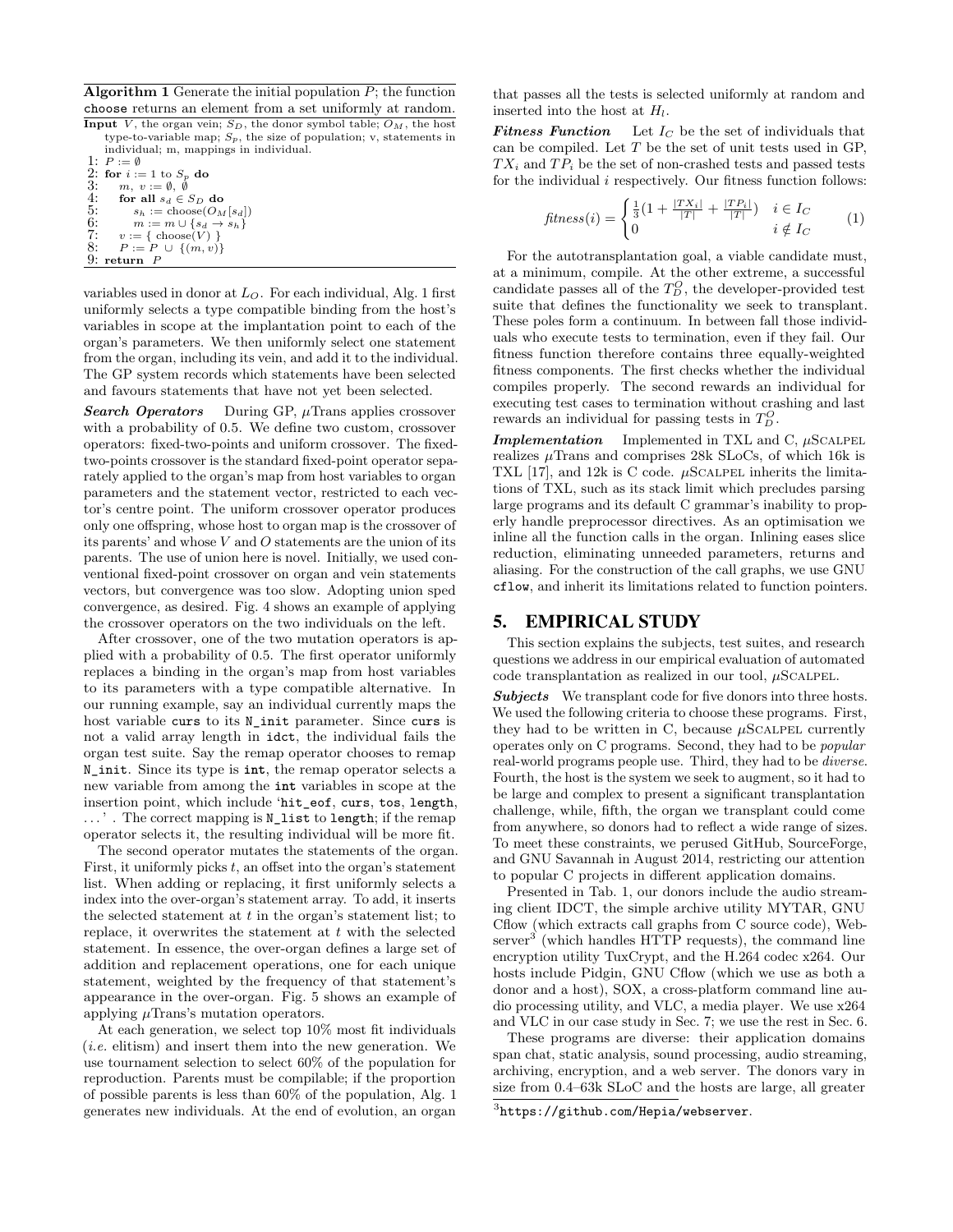**Algorithm 1** Generate the initial population $P$; the function `choose` returns an element from a set uniformly at random.

**Input** $V$, the organ vein; $S_D$, the donor symbol table; $O_M$, the host type-to-variable map; $S_p$, the size of population; v, statements in individual; m, mappings in individual.

```
1: P := ∅
2: for i := 1 to S_p do
3:    m, v := ∅, ∅
4:    for all s_d ∈ S_D do
5:       s_h := choose(O_M[s_d])
6:       m := m ∪ {s_d → s_h}
7:    v := { choose(V) }
8:    P := P ∪ {(m, v)}
9: return P
```

variables used in donor at $L_O$. For each individual, Alg. 1 first uniformly selects a type compatible binding from the host's variables in scope at the implantation point to each of the organ's parameters. We then uniformly select one statement from the organ, including its vein, and add it to the individual. The GP system records which statements have been selected and favours statements that have not yet been selected.

***Search Operators*** During GP, $\mu$Trans applies crossover with a probability of 0.5. We define two custom, crossover operators: fixed-two-points and uniform crossover. The fixed-two-points crossover is the standard fixed-point operator separately applied to the organ's map from host variables to organ parameters and the statement vector, restricted to each vector's centre point. The uniform crossover operator produces only one offspring, whose host to organ map is the crossover of its parents' and whose $V$ and $O$ statements are the union of its parents. The use of union here is novel. Initially, we used conventional fixed-point crossover on organ and vein statements vectors, but convergence was too slow. Adopting union sped convergence, as desired. Fig. 4 shows an example of applying the crossover operators on the two individuals on the left.

After crossover, one of the two mutation operators is applied with a probability of 0.5. The first operator uniformly replaces a binding in the organ's map from host variables to its parameters with a type compatible alternative. In our running example, say an individual currently maps the host variable `curs` to its `N_init` parameter. Since `curs` is not a valid array length in `idct`, the individual fails the organ test suite. Say the remap operator chooses to remap `N_init`. Since its type is `int`, the remap operator selects a new variable from among the `int` variables in scope at the insertion point, which include '`hit_eof`, `curs`, `tos`, `length`, ...' . The correct mapping is `N_list` to `length`; if the remap operator selects it, the resulting individual will be more fit.

The second operator mutates the statements of the organ. First, it uniformly picks $t$, an offset into the organ's statement list. When adding or replacing, it first uniformly selects a index into the over-organ's statement array. To add, it inserts the selected statement at $t$ in the organ's statement list; to replace, it overwrites the statement at $t$ with the selected statement. In essence, the over-organ defines a large set of addition and replacement operations, one for each unique statement, weighted by the frequency of that statement's appearance in the over-organ. Fig. 5 shows an example of applying $\mu$Trans's mutation operators.

At each generation, we select top 10% most fit individuals (*i.e.* elitism) and insert them into the new generation. We use tournament selection to select 60% of the population for reproduction. Parents must be compilable; if the proportion of possible parents is less than 60% of the population, Alg. 1 generates new individuals. At the end of evolution, an organ that passes all the tests is selected uniformly at random and inserted into the host at $H_l$.

***Fitness Function*** Let $I_C$ be the set of individuals that can be compiled. Let $T$ be the set of unit tests used in GP, $TX_i$ and $TP_i$ be the set of non-crashed tests and passed tests for the individual $i$ respectively. Our fitness function follows:

$$fitness(i) = \begin{cases} \frac{1}{3}(1 + \frac{|TX_i|}{|T|} + \frac{|TP_i|}{|T|}) & i \in I_C \\ 0 & i \notin I_C \end{cases} \quad (1)$$

For the autotransplantation goal, a viable candidate must, at a minimum, compile. At the other extreme, a successful candidate passes all of the $T_D^O$, the developer-provided test suite that defines the functionality we seek to transplant. These poles form a continuum. In between fall those individuals who execute tests to termination, even if they fail. Our fitness function therefore contains three equally-weighted fitness components. The first checks whether the individual compiles properly. The second rewards an individual for executing test cases to termination without crashing and last rewards an individual for passing tests in $T_D^O$.

***Implementation*** Implemented in TXL and C, $\mu$SCALPEL realizes $\mu$Trans and comprises 28k SLoCs, of which 16k is TXL [17], and 12k is C code. $\mu$SCALPEL inherits the limitations of TXL, such as its stack limit which precludes parsing large programs and its default C grammar's inability to properly handle preprocessor directives. As an optimisation we inline all the function calls in the organ. Inlining eases slice reduction, eliminating unneeded parameters, returns and aliasing. For the construction of the call graphs, we use GNU `cflow`, and inherit its limitations related to function pointers.

## 5. EMPIRICAL STUDY

This section explains the subjects, test suites, and research questions we address in our empirical evaluation of automated code transplantation as realized in our tool, $\mu$SCALPEL.

***Subjects*** We transplant code for five donors into three hosts. We used the following criteria to choose these programs. First, they had to be written in C, because $\mu$SCALPEL currently operates only on C programs. Second, they had to be *popular* real-world programs people use. Third, they had to be *diverse*. Fourth, the host is the system we seek to augment, so it had to be large and complex to present a significant transplantation challenge, while, fifth, the organ we transplant could come from anywhere, so donors had to reflect a wide range of sizes. To meet these constraints, we perused GitHub, SourceForge, and GNU Savannah in August 2014, restricting our attention to popular C projects in different application domains.

Presented in Tab. 1, our donors include the audio streaming client IDCT, the simple archive utility MYTAR, GNU Cflow (which extracts call graphs from C source code), Webserver[3] (which handles HTTP requests), the command line encryption utility TuxCrypt, and the H.264 codec x264. Our hosts include Pidgin, GNU Cflow (which we use as both a donor and a host), SOX, a cross-platform command line audio processing utility, and VLC, a media player. We use x264 and VLC in our case study in Sec. 7; we use the rest in Sec. 6.

These programs are diverse: their application domains span chat, static analysis, sound processing, audio streaming, archiving, encryption, and a web server. The donors vary in size from 0.4–63k SLoC and the hosts are large, all greater

[3] `https://github.com/Hepia/webserver`.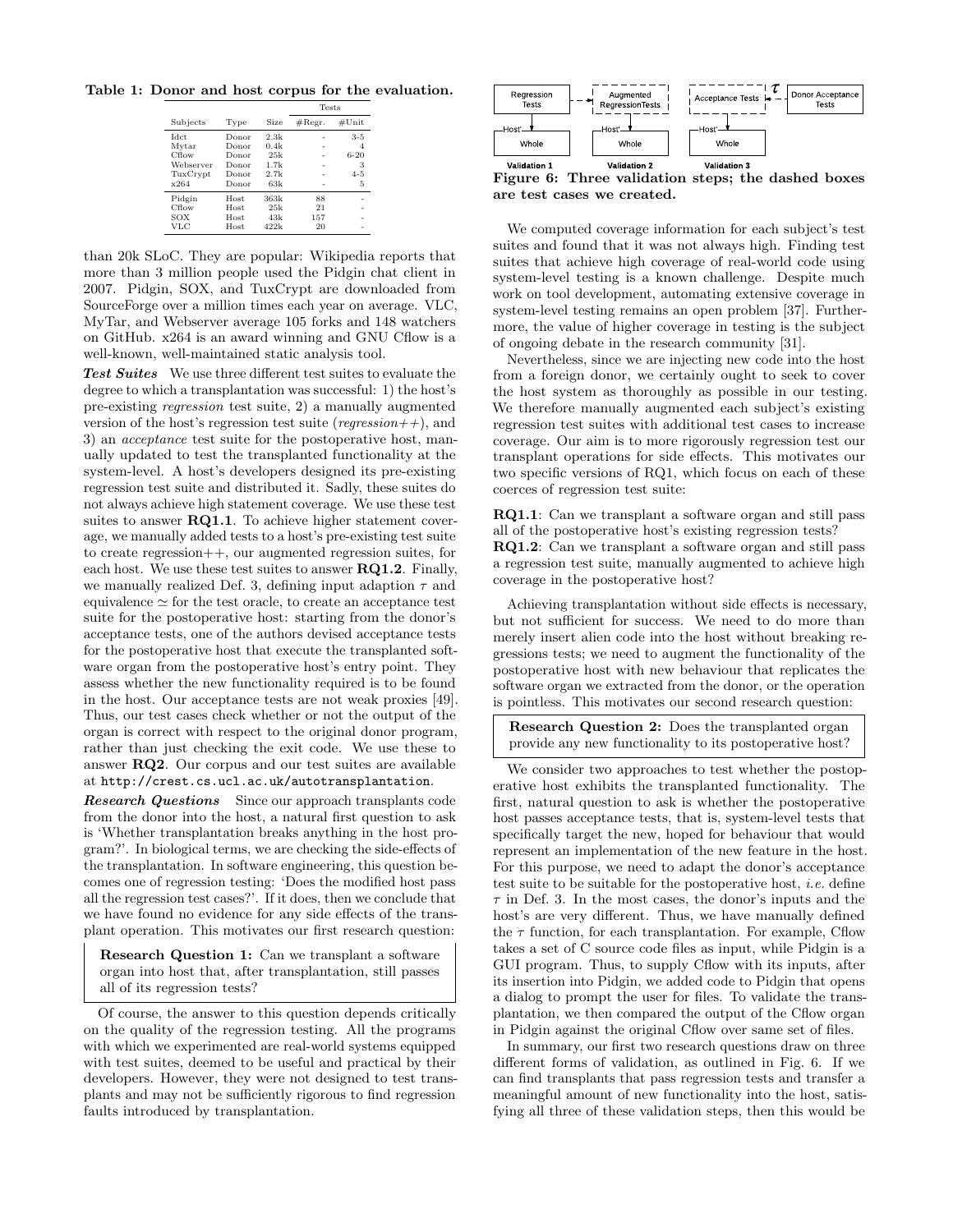**Table 1: Donor and host corpus for the evaluation.**

| Subjects | Type | Size | Tests #Regr. | Tests #Unit |
|---|---|---|---|---|
| Idct | Donor | 2.3k | - | 3-5 |
| Mytar | Donor | 0.4k | - | 4 |
| Cflow | Donor | 25k | - | 6-20 |
| Webserver | Donor | 1.7k | - | 3 |
| TuxCrypt | Donor | 2.7k | - | 4-5 |
| x264 | Donor | 63k | - | 5 |
| Pidgin | Host | 363k | 88 | - |
| Cflow | Host | 25k | 21 | - |
| SOX | Host | 43k | 157 | - |
| VLC | Host | 422k | 20 | - |

than 20k SLoC. They are popular: Wikipedia reports that more than 3 million people used the Pidgin chat client in 2007. Pidgin, SOX, and TuxCrypt are downloaded from SourceForge over a million times each year on average. VLC, MyTar, and Webserver average 105 forks and 148 watchers on GitHub. x264 is an award winning and GNU Cflow is a well-known, well-maintained static analysis tool.

***Test Suites*** We use three different test suites to evaluate the degree to which a transplantation was successful: 1) the host's pre-existing *regression* test suite, 2) a manually augmented version of the host's regression test suite (*regression++*), and 3) an *acceptance* test suite for the postoperative host, manually updated to test the transplanted functionality at the system-level. A host's developers designed its pre-existing regression test suite and distributed it. Sadly, these suites do not always achieve high statement coverage. We use these test suites to answer **RQ1.1**. To achieve higher statement coverage, we manually added tests to a host's pre-existing test suite to create regression++, our augmented regression suites, for each host. We use these test suites to answer **RQ1.2**. Finally, we manually realized Def. 3, defining input adaption $\tau$ and equivalence $\simeq$ for the test oracle, to create an acceptance test suite for the postoperative host: starting from the donor's acceptance tests, one of the authors devised acceptance tests for the postoperative host that execute the transplanted software organ from the postoperative host's entry point. They assess whether the new functionality required is to be found in the host. Our acceptance tests are not weak proxies [49]. Thus, our test cases check whether or not the output of the organ is correct with respect to the original donor program, rather than just checking the exit code. We use these to answer **RQ2**. Our corpus and our test suites are available at `http://crest.cs.ucl.ac.uk/autotransplantation`.

***Research Questions*** Since our approach transplants code from the donor into the host, a natural first question to ask is 'Whether transplantation breaks anything in the host program?'. In biological terms, we are checking the side-effects of the transplantation. In software engineering, this question becomes one of regression testing: 'Does the modified host pass all the regression test cases?'. If it does, then we conclude that we have found no evidence for any side effects of the transplant operation. This motivates our first research question:

> **Research Question 1:** Can we transplant a software organ into host that, after transplantation, still passes all of its regression tests?

Of course, the answer to this question depends critically on the quality of the regression testing. All the programs with which we experimented are real-world systems equipped with test suites, deemed to be useful and practical by their developers. However, they were not designed to test transplants and may not be sufficiently rigorous to find regression faults introduced by transplantation.

**Figure 6: Three validation steps; the dashed boxes are test cases we created.**

We computed coverage information for each subject's test suites and found that it was not always high. Finding test suites that achieve high coverage of real-world code using system-level testing is a known challenge. Despite much work on tool development, automating extensive coverage in system-level testing remains an open problem [37]. Furthermore, the value of higher coverage in testing is the subject of ongoing debate in the research community [31].

Nevertheless, since we are injecting new code into the host from a foreign donor, we certainly ought to seek to cover the host system as thoroughly as possible in our testing. We therefore manually augmented each subject's existing regression test suites with additional test cases to increase coverage. Our aim is to more rigorously regression test our transplant operations for side effects. This motivates our two specific versions of RQ1, which focus on each of these coerces of regression test suite:

**RQ1.1**: Can we transplant a software organ and still pass all of the postoperative host's existing regression tests?
**RQ1.2**: Can we transplant a software organ and still pass a regression test suite, manually augmented to achieve high coverage in the postoperative host?

Achieving transplantation without side effects is necessary, but not sufficient for success. We need to do more than merely insert alien code into the host without breaking regressions tests; we need to augment the functionality of the postoperative host with new behaviour that replicates the software organ we extracted from the donor, or the operation is pointless. This motivates our second research question:

> **Research Question 2:** Does the transplanted organ provide any new functionality to its postoperative host?

We consider two approaches to test whether the postoperative host exhibits the transplanted functionality. The first, natural question to ask is whether the postoperative host passes acceptance tests, that is, system-level tests that specifically target the new, hoped for behaviour that would represent an implementation of the new feature in the host. For this purpose, we need to adapt the donor's acceptance test suite to be suitable for the postoperative host, *i.e.* define $\tau$ in Def. 3. In the most cases, the donor's inputs and the host's are very different. Thus, we have manually defined the $\tau$ function, for each transplantation. For example, Cflow takes a set of C source code files as input, while Pidgin is a GUI program. Thus, to supply Cflow with its inputs, after its insertion into Pidgin, we added code to Pidgin that opens a dialog to prompt the user for files. To validate the transplantation, we then compared the output of the Cflow organ in Pidgin against the original Cflow over same set of files.

In summary, our first two research questions draw on three different forms of validation, as outlined in Fig. 6. If we can find transplants that pass regression tests and transfer a meaningful amount of new functionality into the host, satisfying all three of these validation steps, then this would be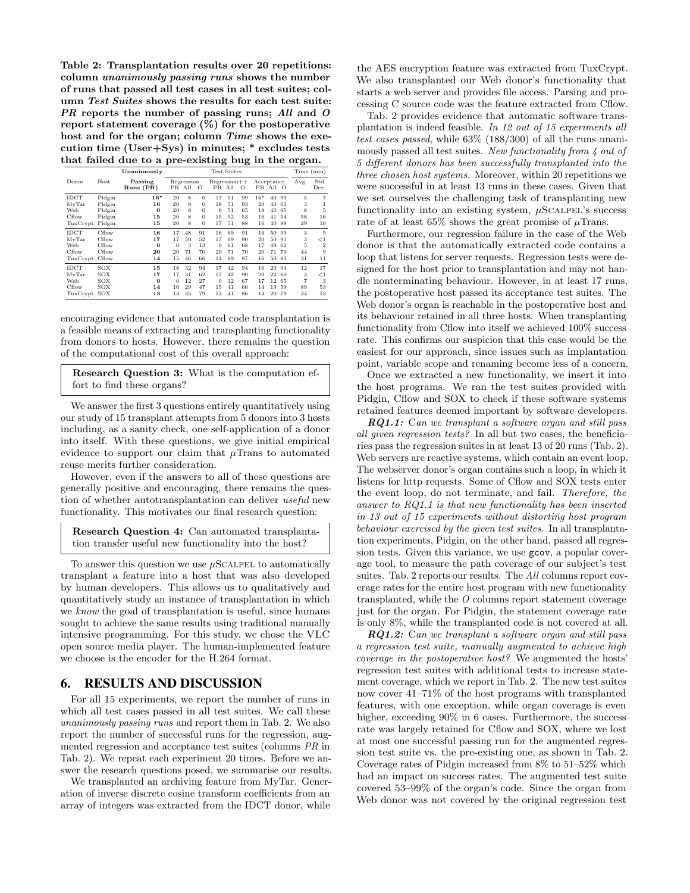**Table 2: Transplantation results over 20 repetitions: column *unanimously passing runs* shows the number of runs that passed all test cases in all test suites; column *Test Suites* shows the results for each test suite: *PR* reports the number of passing runs; *All* and *O* report statement coverage (%) for the postoperative host and for the organ; column *Time* shows the execution time (User+Sys) in minutes; * excludes tests that failed due to a pre-existing bug in the organ.**

| Donor | Host | Unanimously Passing Runs (PR) | Regression PR | Regression All | Regression O | Regression++ PR | Regression++ All | Regression++ O | Acceptance PR | Acceptance All | Acceptance O | Time (min) Avg. | Time (min) Std. Dev. |
|---|---|---|---|---|---|---|---|---|---|---|---|---|---|
| IDCT | Pidgin | **16*** | 20 | 8 | 0 | 17 | 51 | 99 | 16* | 40 | 99 | 5 | 7 |
| MyTar | Pidgin | **16** | 20 | 8 | 0 | 18 | 51 | 93 | 20 | 40 | 61 | 3 | 1 |
| Web | Pidgin | **0** | 20 | 8 | 0 | 0 | 51 | 65 | 18 | 40 | 65 | 8 | 5 |
| Cflow | Pidgin | **15** | 20 | 8 | 0 | 15 | 52 | 53 | 16 | 41 | 54 | 58 | 16 |
| TuxCrypt | Pidgin | **15** | 20 | 8 | 0 | 17 | 51 | 88 | 16 | 40 | 88 | 29 | 10 |
| IDCT | Cflow | **16** | 17 | 48 | 91 | 16 | 69 | 91 | 16 | 50 | 99 | 3 | 5 |
| MyTar | Cflow | **17** | 17 | 50 | 52 | 17 | 69 | 90 | 20 | 50 | 91 | 3 | <1 |
| Web | Cflow | **0** | 0 | 3 | 13 | 0 | 61 | 68 | 17 | 49 | 62 | 5 | 2 |
| Cflow | Cflow | **20** | 20 | 71 | 70 | 20 | 71 | 70 | 20 | 71 | 70 | 44 | 9 |
| TuxCrypt | Cflow | **14** | 15 | 46 | 66 | 14 | 69 | 87 | 16 | 50 | 83 | 31 | 11 |
| IDCT | SOX | **15** | 18 | 32 | 94 | 17 | 42 | 94 | 16 | 20 | 94 | 12 | 17 |
| MyTar | SOX | **17** | 17 | 31 | 62 | 17 | 42 | 90 | 20 | 22 | 60 | 3 | <1 |
| Web | SOX | **0** | 0 | 12 | 27 | 0 | 12 | 67 | 17 | 12 | 65 | 7 | 3 |
| Cflow | SOX | **14** | 16 | 29 | 47 | 15 | 41 | 66 | 14 | 19 | 59 | 89 | 53 |
| TuxCrypt | SOX | **13** | 13 | 35 | 79 | 13 | 41 | 86 | 14 | 20 | 79 | 34 | 13 |

encouraging evidence that automated code transplantation is a feasible means of extracting and transplanting functionality from donors to hosts. However, there remains the question of the computational cost of this overall approach:

> **Research Question 3:** What is the computation effort to find these organs?

We answer the first 3 questions entirely quantitatively using our study of 15 transplant attempts from 5 donors into 3 hosts including, as a sanity check, one self-application of a donor into itself. With these questions, we give initial empirical evidence to support our claim that $\mu$Trans to automated reuse merits further consideration.

However, even if the answers to all of these questions are generally positive and encouraging, there remains the question of whether autotransplantation can deliver *useful* new functionality. This motivates our final research question:

> **Research Question 4:** Can automated transplantation transfer useful new functionality into the host?

To answer this question we use $\mu$SCALPEL to automatically transplant a feature into a host that was also developed by human developers. This allows us to qualitatively and quantitatively study an instance of transplantation in which we *know* the goal of transplantation is useful, since humans sought to achieve the same results using traditional manually intensive programming. For this study, we chose the VLC open source media player. The human-implemented feature we choose is the encoder for the H.264 format.

## 6. RESULTS AND DISCUSSION

For all 15 experiments, we report the number of runs in which all test cases passed in all test suites. We call these *unanimously passing runs* and report them in Tab. 2. We also report the number of successful runs for the regression, augmented regression and acceptance test suites (columns *PR* in Tab. 2). We repeat each experiment 20 times. Before we answer the research questions posed, we summarise our results.

We transplanted an archiving feature from MyTar. Generation of inverse discrete cosine transform coefficients from an array of integers was extracted from the IDCT donor, while the AES encryption feature was extracted from TuxCrypt. We also transplanted our Web donor's functionality that starts a web server and provides file access. Parsing and processing C source code was the feature extracted from Cflow.

Tab. 2 provides evidence that automatic software transplantation is indeed feasible. *In 12 out of 15 experiments all test cases passed*, while 63% (188/300) of all the runs unanimously passed all test suites. *New functionality from 4 out of 5 different donors has been successfully transplanted into the three chosen host systems.* Moreover, within 20 repetitions we were successful in at least 13 runs in these cases. Given that we set ourselves the challenging task of transplanting new functionality into an existing system, $\mu$SCALPEL's success rate of at least 65% shows the great promise of $\mu$Trans.

Furthermore, our regression failure in the case of the Web donor is that the automatically extracted code contains a loop that listens for server requests. Regression tests were designed for the host prior to transplantation and may not handle nonterminating behaviour. However, in at least 17 runs, the postoperative host passed its acceptance test suites. The Web donor's organ is reachable in the postoperative host and its behaviour retained in all three hosts. When transplanting functionality from Cflow into itself we achieved 100% success rate. This confirms our suspicion that this case would be the easiest for our approach, since issues such as implantation point, variable scope and renaming become less of a concern.

Once we extracted a new functionality, we insert it into the host programs. We ran the test suites provided with Pidgin, Cflow and SOX to check if these software systems retained features deemed important by software developers.

***RQ1.1:*** *Can we transplant a software organ and still pass all given regression tests?* In all but two cases, the beneficiaries pass the regression suites in at least 13 of 20 runs (Tab. 2). Web servers are reactive systems, which contain an event loop. The webserver donor's organ contains such a loop, in which it listens for http requests. Some of Cflow and SOX tests enter the event loop, do not terminate, and fail. *Therefore, the answer to RQ1.1 is that new functionality has been inserted in 13 out of 15 experiments without distorting host program behaviour exercised by the given test suites.* In all transplantation experiments, Pidgin, on the other hand, passed all regression tests. Given this variance, we use `gcov`, a popular coverage tool, to measure the path coverage of our subject's test suites. Tab. 2 reports our results. The *All* columns report coverage rates for the entire host program with new functionality transplanted, while the *O* columns report statement coverage just for the organ. For Pidgin, the statement coverage rate is only 8%, while the transplanted code is not covered at all.

***RQ1.2:*** *Can we transplant a software organ and still pass a regression test suite, manually augmented to achieve high coverage in the postoperative host?* We augmented the hosts' regression test suites with additional tests to increase statement coverage, which we report in Tab. 2. The new test suites now cover 41–71% of the host programs with transplanted features, with one exception, while organ coverage is even higher, exceeding 90% in 6 cases. Furthermore, the success rate was largely retained for Cflow and SOX, where we lost at most one successful passing run for the augmented regression test suite vs. the pre-existing one, as shown in Tab. 2. Coverage rates of Pidgin increased from 8% to 51–52% which had an impact on success rates. The augmented test suite covered 53–99% of the organ's code. Since the organ from Web donor was not covered by the original regression test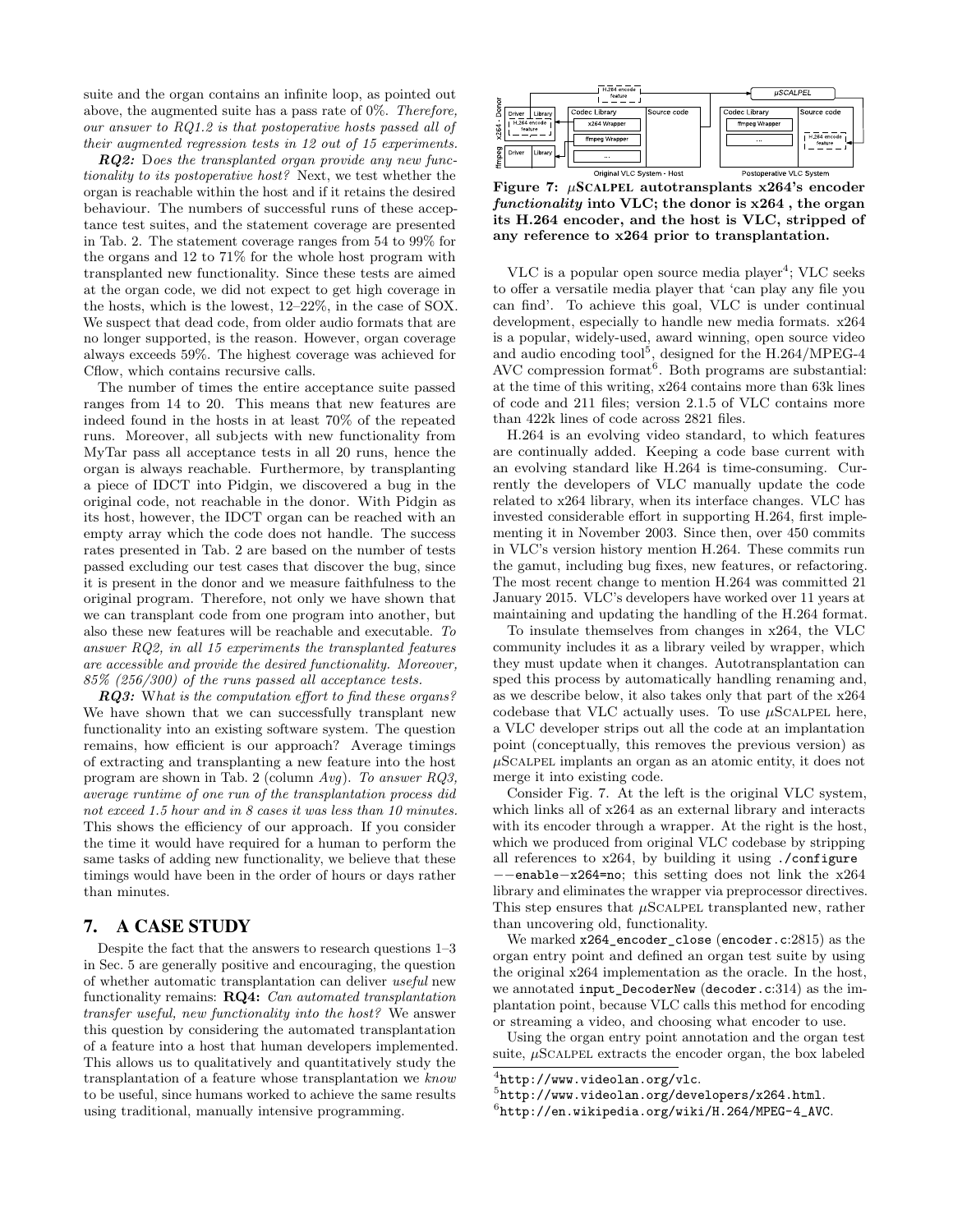suite and the organ contains an infinite loop, as pointed out above, the augmented suite has a pass rate of 0%. *Therefore, our answer to RQ1.2 is that postoperative hosts passed all of their augmented regression tests in 12 out of 15 experiments.*

***RQ2:*** D*oes the transplanted organ provide any new functionality to its postoperative host?* Next, we test whether the organ is reachable within the host and if it retains the desired behaviour. The numbers of successful runs of these acceptance test suites, and the statement coverage are presented in Tab. 2. The statement coverage ranges from 54 to 99% for the organs and 12 to 71% for the whole host program with transplanted new functionality. Since these tests are aimed at the organ code, we did not expect to get high coverage in the hosts, which is the lowest, 12–22%, in the case of SOX. We suspect that dead code, from older audio formats that are no longer supported, is the reason. However, organ coverage always exceeds 59%. The highest coverage was achieved for Cflow, which contains recursive calls.

The number of times the entire acceptance suite passed ranges from 14 to 20. This means that new features are indeed found in the hosts in at least 70% of the repeated runs. Moreover, all subjects with new functionality from MyTar pass all acceptance tests in all 20 runs, hence the organ is always reachable. Furthermore, by transplanting a piece of IDCT into Pidgin, we discovered a bug in the original code, not reachable in the donor. With Pidgin as its host, however, the IDCT organ can be reached with an empty array which the code does not handle. The success rates presented in Tab. 2 are based on the number of tests passed excluding our test cases that discover the bug, since it is present in the donor and we measure faithfulness to the original program. Therefore, not only we have shown that we can transplant code from one program into another, but also these new features will be reachable and executable. *To answer RQ2, in all 15 experiments the transplanted features are accessible and provide the desired functionality. Moreover, 85% (256/300) of the runs passed all acceptance tests.*

***RQ3:*** W*hat is the computation effort to find these organs?* We have shown that we can successfully transplant new functionality into an existing software system. The question remains, how efficient is our approach? Average timings of extracting and transplanting a new feature into the host program are shown in Tab. 2 (column *Avg*). *To answer RQ3, average runtime of one run of the transplantation process did not exceed 1.5 hour and in 8 cases it was less than 10 minutes.* This shows the efficiency of our approach. If you consider the time it would have required for a human to perform the same tasks of adding new functionality, we believe that these timings would have been in the order of hours or days rather than minutes.

## 7. A CASE STUDY

Despite the fact that the answers to research questions 1–3 in Sec. 5 are generally positive and encouraging, the question of whether automatic transplantation can deliver *useful* new functionality remains: **RQ4:** *Can automated transplantation transfer useful, new functionality into the host?* We answer this question by considering the automated transplantation of a feature into a host that human developers implemented. This allows us to qualitatively and quantitatively study the transplantation of a feature whose transplantation we *know* to be useful, since humans worked to achieve the same results using traditional, manually intensive programming.

**Figure 7: μSCALPEL autotransplants x264's encoder *functionality* into VLC; the donor is x264 , the organ its H.264 encoder, and the host is VLC, stripped of any reference to x264 prior to transplantation.**

VLC is a popular open source media player[4]; VLC seeks to offer a versatile media player that 'can play any file you can find'. To achieve this goal, VLC is under continual development, especially to handle new media formats. x264 is a popular, widely-used, award winning, open source video and audio encoding tool[5], designed for the H.264/MPEG-4 AVC compression format[6]. Both programs are substantial: at the time of this writing, x264 contains more than 63k lines of code and 211 files; version 2.1.5 of VLC contains more than 422k lines of code across 2821 files.

H.264 is an evolving video standard, to which features are continually added. Keeping a code base current with an evolving standard like H.264 is time-consuming. Currently the developers of VLC manually update the code related to x264 library, when its interface changes. VLC has invested considerable effort in supporting H.264, first implementing it in November 2003. Since then, over 450 commits in VLC's version history mention H.264. These commits run the gamut, including bug fixes, new features, or refactoring. The most recent change to mention H.264 was committed 21 January 2015. VLC's developers have worked over 11 years at maintaining and updating the handling of the H.264 format.

To insulate themselves from changes in x264, the VLC community includes it as a library veiled by wrapper, which they must update when it changes. Autotransplantation can sped this process by automatically handling renaming and, as we describe below, it also takes only that part of the x264 codebase that VLC actually uses. To use μSCALPEL here, a VLC developer strips out all the code at an implantation point (conceptually, this removes the previous version) as μSCALPEL implants an organ as an atomic entity, it does not merge it into existing code.

Consider Fig. 7. At the left is the original VLC system, which links all of x264 as an external library and interacts with its encoder through a wrapper. At the right is the host, which we produced from original VLC codebase by stripping all references to x264, by building it using `./configure −−enable−x264=no`; this setting does not link the x264 library and eliminates the wrapper via preprocessor directives. This step ensures that μSCALPEL transplanted new, rather than uncovering old, functionality.

We marked `x264_encoder_close` (`encoder.c`:2815) as the organ entry point and defined an organ test suite by using the original x264 implementation as the oracle. In the host, we annotated `input_DecoderNew` (`decoder.c`:314) as the implantation point, because VLC calls this method for encoding or streaming a video, and choosing what encoder to use.

Using the organ entry point annotation and the organ test suite, μSCALPEL extracts the encoder organ, the box labeled

[4] `http://www.videolan.org/vlc`.

[5] `http://www.videolan.org/developers/x264.html`.

[6] `http://en.wikipedia.org/wiki/H.264/MPEG-4_AVC`.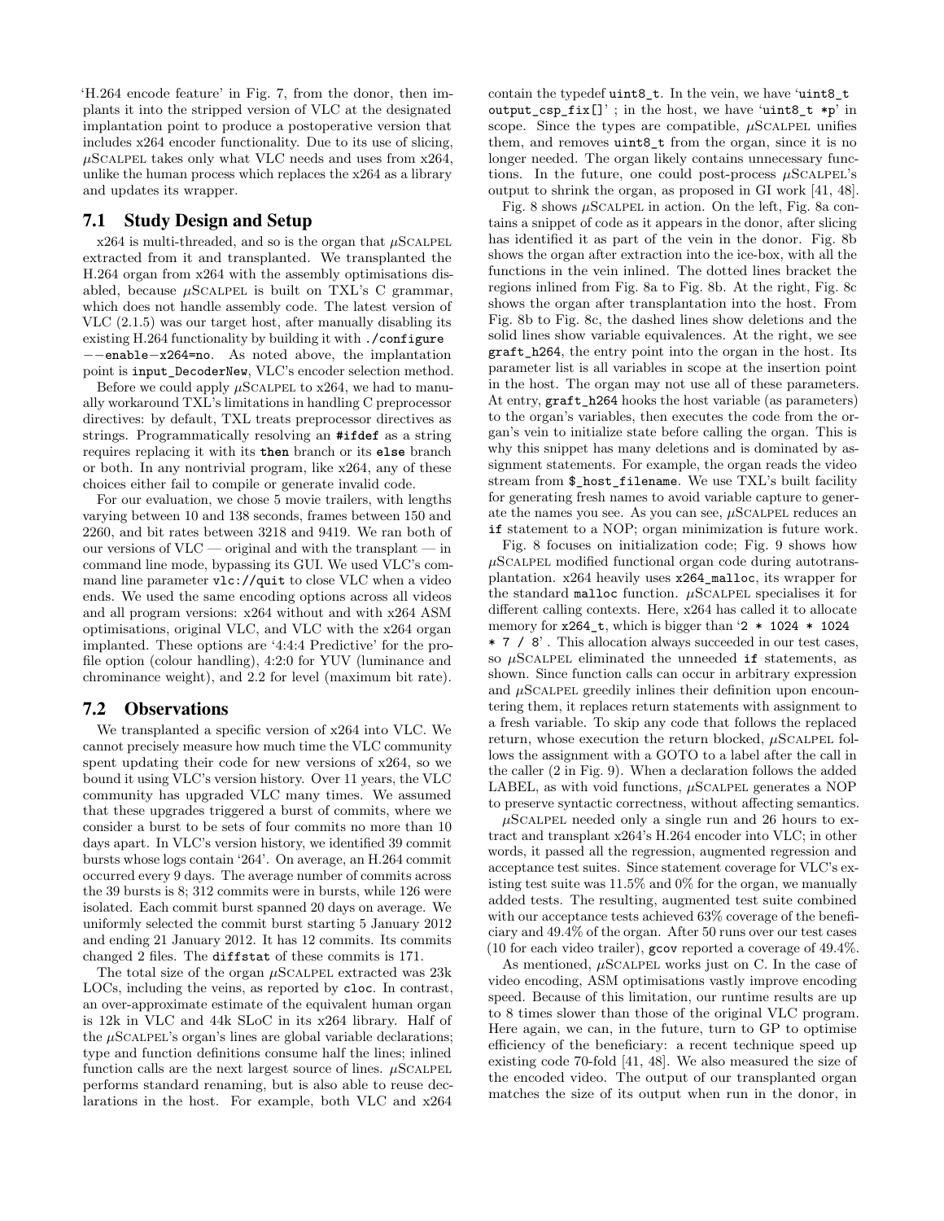'H.264 encode feature' in Fig. 7, from the donor, then implants it into the stripped version of VLC at the designated implantation point to produce a postoperative version that includes x264 encoder functionality. Due to its use of slicing, μSCALPEL takes only what VLC needs and uses from x264, unlike the human process which replaces the x264 as a library and updates its wrapper.

## 7.1 Study Design and Setup

x264 is multi-threaded, and so is the organ that μSCALPEL extracted from it and transplanted. We transplanted the H.264 organ from x264 with the assembly optimisations disabled, because μSCALPEL is built on TXL's C grammar, which does not handle assembly code. The latest version of VLC (2.1.5) was our target host, after manually disabling its existing H.264 functionality by building it with `./configure --enable-x264=no`. As noted above, the implantation point is `input_DecoderNew`, VLC's encoder selection method.

Before we could apply μSCALPEL to x264, we had to manually workaround TXL's limitations in handling C preprocessor directives: by default, TXL treats preprocessor directives as strings. Programmatically resolving an `#ifdef` as a string requires replacing it with its **then** branch or its **else** branch or both. In any nontrivial program, like x264, any of these choices either fail to compile or generate invalid code.

For our evaluation, we chose 5 movie trailers, with lengths varying between 10 and 138 seconds, frames between 150 and 2260, and bit rates between 3218 and 9419. We ran both of our versions of VLC — original and with the transplant — in command line mode, bypassing its GUI. We used VLC's command line parameter `vlc://quit` to close VLC when a video ends. We used the same encoding options across all videos and all program versions: x264 without and with x264 ASM optimisations, original VLC, and VLC with the x264 organ implanted. These options are '4:4:4 Predictive' for the profile option (colour handling), 4:2:0 for YUV (luminance and chrominance weight), and 2.2 for level (maximum bit rate).

## 7.2 Observations

We transplanted a specific version of x264 into VLC. We cannot precisely measure how much time the VLC community spent updating their code for new versions of x264, so we bound it using VLC's version history. Over 11 years, the VLC community has upgraded VLC many times. We assumed that these upgrades triggered a burst of commits, where we consider a burst to be sets of four commits no more than 10 days apart. In VLC's version history, we identified 39 commit bursts whose logs contain '264'. On average, an H.264 commit occurred every 9 days. The average number of commits across the 39 bursts is 8; 312 commits were in bursts, while 126 were isolated. Each commit burst spanned 20 days on average. We uniformly selected the commit burst starting 5 January 2012 and ending 21 January 2012. It has 12 commits. Its commits changed 2 files. The `diffstat` of these commits is 171.

The total size of the organ μSCALPEL extracted was 23k LOCs, including the veins, as reported by `cloc`. In contrast, an over-approximate estimate of the equivalent human organ is 12k in VLC and 44k SLoC in its x264 library. Half of the μSCALPEL's organ's lines are global variable declarations; type and function definitions consume half the lines; inlined function calls are the next largest source of lines. μSCALPEL performs standard renaming, but is also able to reuse declarations in the host. For example, both VLC and x264 contain the typedef `uint8_t`. In the vein, we have '`uint8_t output_csp_fix[]`' ; in the host, we have '`uint8_t *p`' in scope. Since the types are compatible, μSCALPEL unifies them, and removes `uint8_t` from the organ, since it is no longer needed. The organ likely contains unnecessary functions. In the future, one could post-process μSCALPEL's output to shrink the organ, as proposed in GI work [41, 48].

Fig. 8 shows μSCALPEL in action. On the left, Fig. 8a contains a snippet of code as it appears in the donor, after slicing has identified it as part of the vein in the donor. Fig. 8b shows the organ after extraction into the ice-box, with all the functions in the vein inlined. The dotted lines bracket the regions inlined from Fig. 8a to Fig. 8b. At the right, Fig. 8c shows the organ after transplantation into the host. From Fig. 8b to Fig. 8c, the dashed lines show deletions and the solid lines show variable equivalences. At the right, we see `graft_h264`, the entry point into the organ in the host. Its parameter list is all variables in scope at the insertion point in the host. The organ may not use all of these parameters. At entry, `graft_h264` hooks the host variable (as parameters) to the organ's variables, then executes the code from the organ's vein to initialize state before calling the organ. This is why this snippet has many deletions and is dominated by assignment statements. For example, the organ reads the video stream from `$_host_filename`. We use TXL's built facility for generating fresh names to avoid variable capture to generate the names you see. As you can see, μSCALPEL reduces an **if** statement to a NOP; organ minimization is future work.

Fig. 8 focuses on initialization code; Fig. 9 shows how μSCALPEL modified functional organ code during autotransplantation. x264 heavily uses `x264_malloc`, its wrapper for the standard `malloc` function. μSCALPEL specialises it for different calling contexts. Here, x264 has called it to allocate memory for `x264_t`, which is bigger than '`2 * 1024 * 1024 * 7 / 8`' . This allocation always succeeded in our test cases, so μSCALPEL eliminated the unneeded **if** statements, as shown. Since function calls can occur in arbitrary expression and μSCALPEL greedily inlines their definition upon encountering them, it replaces return statements with assignment to a fresh variable. To skip any code that follows the replaced return, whose execution the return blocked, μSCALPEL follows the assignment with a GOTO to a label after the call in the caller (2 in Fig. 9). When a declaration follows the added LABEL, as with void functions, μSCALPEL generates a NOP to preserve syntactic correctness, without affecting semantics.

μSCALPEL needed only a single run and 26 hours to extract and transplant x264's H.264 encoder into VLC; in other words, it passed all the regression, augmented regression and acceptance test suites. Since statement coverage for VLC's existing test suite was 11.5% and 0% for the organ, we manually added tests. The resulting, augmented test suite combined with our acceptance tests achieved 63% coverage of the beneficiary and 49.4% of the organ. After 50 runs over our test cases (10 for each video trailer), `gcov` reported a coverage of 49.4%.

As mentioned, μSCALPEL works just on C. In the case of video encoding, ASM optimisations vastly improve encoding speed. Because of this limitation, our runtime results are up to 8 times slower than those of the original VLC program. Here again, we can, in the future, turn to GP to optimise efficiency of the beneficiary: a recent technique speed up existing code 70-fold [41, 48]. We also measured the size of the encoded video. The output of our transplanted organ matches the size of its output when run in the donor, in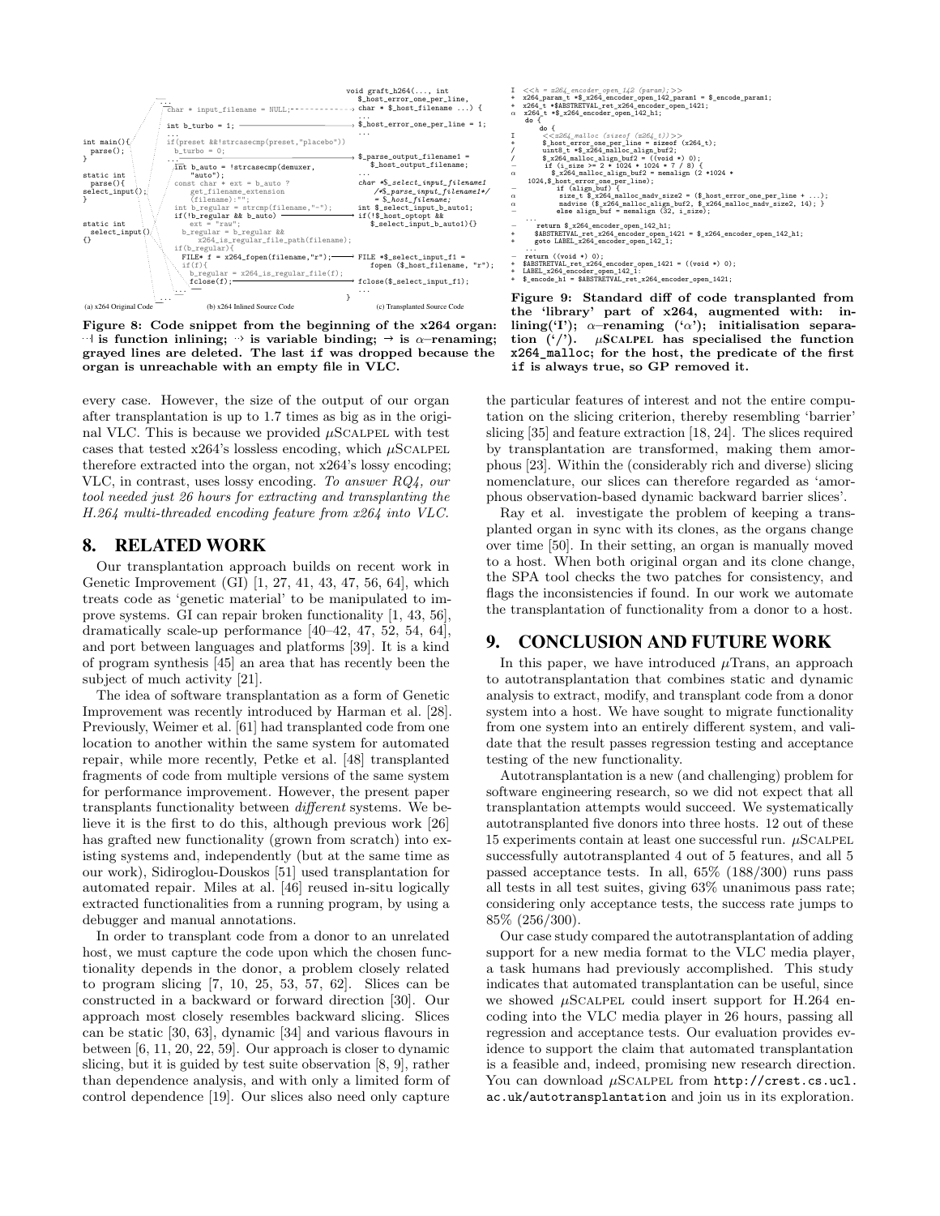```
int main(){
  parse();
}

static int
  parse(){
select_input();
}

static int
  select_input()
{}
```

```
...
char * input_filename = NULL;
...
int b_turbo = 1;
...
if(preset &&!strcasecmp(preset,"placebo"))
  b_turbo = 0;
...
int b_auto = !strcasecmp(demuxer,
    "auto");
const char * ext = b_auto ?
    get_filename_extension
    (filename):"";
int b_regular = strcmp(filename,"-");
if(!b_regular && b_auto)
    ext = "raw";
  b_regular = b_regular &&
      x264_is_regular_file_path(filename);
if(b_regular){
  FILE* f = x264_fopen(filename,"r");
  if(f){
    b_regular = x264_is_regular_file(f);
    fclose(f);
...
...
```

```
void graft_h264(..., int
    $_host_error_one_per_line,
    char * $_host_filename ...) {
...
$_host_error_one_per_line = 1;
...
$_parse_output_filename1 =
    $_host_output_filename;
...
char *$_select_input_filename1
    /*$_parse_input_filename1*/
    = $_host_filename;
int $_select_input_b_auto1;
if(!$_host_optopt &&
    $_select_input_b_auto1){}

FILE *$_select_input_f1 =
    fopen ($_host_filename, "r");

fclose($_select_input_f1);
...
}
```

(a) x264 Original Code (b) x264 Inlined Source Code (c) Transplanted Source Code

**Figure 8: Code snippet from the beginning of the x264 organ: ⋯| is function inlining; ⇢ is variable binding; → is α–renaming; grayed lines are deleted. The last if was dropped because the organ is unreachable with an empty file in VLC.**

```
I   <<h = x264_encoder_open_142 (param);>>
+   x264_param_t *$_x264_encoder_open_142_param1 = $_encode_param1;
+   x264_t *$ABSTRETVAL_ret_x264_encoder_open_1421;
α   x264_t *$_x264_encoder_open_142_h1;
    do {
       do {
I         <<x264_malloc (sizeof (x264_t))>>
+         $_host_error_one_per_line = sizeof (x264_t);
/         uint8_t *$_x264_malloc_align_buf2;
/         $_x264_malloc_align_buf2 = ((void *) 0);
−         if (i_size >= 2 * 1024 * 1024 * 7 / 8) {
α           $_x264_malloc_align_buf2 = memalign (2 *1024 *
    1024,$_host_error_one_per_line);
−             if (align_buf) {
α             size_t $_x264_malloc_madv_size2 = ($_host_error_one_per_line + ...);
α             madvise ($_x264_malloc_align_buf2, $_x264_malloc_madv_size2, 14); }
−           else align_buf = memalign (32, i_size);
    ...
−     return $_x264_encoder_open_142_h1;
+     $ABSTRETVAL_ret_x264_encoder_open_1421 = $_x264_encoder_open_142_h1;
+     goto LABEL_x264_encoder_open_142_1;
  ...
−  return ((void *) 0);
+  $ABSTRETVAL_ret_x264_encoder_open_1421 = ((void *) 0);
+  LABEL_x264_encoder_open_142_1:
+  $_encode_h1 = $ABSTRETVAL_ret_x264_encoder_open_1421;
```

**Figure 9: Standard diff of code transplanted from the 'library' part of x264, augmented with: inlining('I'); α–renaming ('α'); initialisation separation ('/'). μScalpel has specialised the function x264_malloc; for the host, the predicate of the first if is always true, so GP removed it.**

every case. However, the size of the output of our organ after transplantation is up to 1.7 times as big as in the original VLC. This is because we provided μScalpel with test cases that tested x264's lossless encoding, which μScalpel therefore extracted into the organ, not x264's lossy encoding; VLC, in contrast, uses lossy encoding. *To answer RQ4, our tool needed just 26 hours for extracting and transplanting the H.264 multi-threaded encoding feature from x264 into VLC.*

## 8. RELATED WORK

Our transplantation approach builds on recent work in Genetic Improvement (GI) [1, 27, 41, 43, 47, 56, 64], which treats code as 'genetic material' to be manipulated to improve systems. GI can repair broken functionality [1, 43, 56], dramatically scale-up performance [40–42, 47, 52, 54, 64], and port between languages and platforms [39]. It is a kind of program synthesis [45] an area that has recently been the subject of much activity [21].

The idea of software transplantation as a form of Genetic Improvement was recently introduced by Harman et al. [28]. Previously, Weimer et al. [61] had transplanted code from one location to another within the same system for automated repair, while more recently, Petke et al. [48] transplanted fragments of code from multiple versions of the same system for performance improvement. However, the present paper transplants functionality between *different* systems. We believe it is the first to do this, although previous work [26] has grafted new functionality (grown from scratch) into existing systems and, independently (but at the same time as our work), Sidiroglou-Douskos [51] used transplantation for automated repair. Miles at al. [46] reused in-situ logically extracted functionalities from a running program, by using a debugger and manual annotations.

In order to transplant code from a donor to an unrelated host, we must capture the code upon which the chosen functionality depends in the donor, a problem closely related to program slicing [7, 10, 25, 53, 57, 62]. Slices can be constructed in a backward or forward direction [30]. Our approach most closely resembles backward slicing. Slices can be static [30, 63], dynamic [34] and various flavours in between [6, 11, 20, 22, 59]. Our approach is closer to dynamic slicing, but it is guided by test suite observation [8, 9], rather than dependence analysis, and with only a limited form of control dependence [19]. Our slices also need only capture the particular features of interest and not the entire computation on the slicing criterion, thereby resembling 'barrier' slicing [35] and feature extraction [18, 24]. The slices required by transplantation are transformed, making them amorphous [23]. Within the (considerably rich and diverse) slicing nomenclature, our slices can therefore regarded as 'amorphous observation-based dynamic backward barrier slices'.

Ray et al. investigate the problem of keeping a transplanted organ in sync with its clones, as the organs change over time [50]. In their setting, an organ is manually moved to a host. When both original organ and its clone change, the SPA tool checks the two patches for consistency, and flags the inconsistencies if found. In our work we automate the transplantation of functionality from a donor to a host.

## 9. CONCLUSION AND FUTURE WORK

In this paper, we have introduced μTrans, an approach to autotransplantation that combines static and dynamic analysis to extract, modify, and transplant code from a donor system into a host. We have sought to migrate functionality from one system into an entirely different system, and validate that the result passes regression testing and acceptance testing of the new functionality.

Autotransplantation is a new (and challenging) problem for software engineering research, so we did not expect that all transplantation attempts would succeed. We systematically autotransplanted five donors into three hosts. 12 out of these 15 experiments contain at least one successful run. μScalpel successfully autotransplanted 4 out of 5 features, and all 5 passed acceptance tests. In all, 65% (188/300) runs pass all tests in all test suites, giving 63% unanimous pass rate; considering only acceptance tests, the success rate jumps to 85% (256/300).

Our case study compared the autotransplantation of adding support for a new media format to the VLC media player, a task humans had previously accomplished. This study indicates that automated transplantation can be useful, since we showed μScalpel could insert support for H.264 encoding into the VLC media player in 26 hours, passing all regression and acceptance tests. Our evaluation provides evidence to support the claim that automated transplantation is a feasible and, indeed, promising new research direction. You can download μScalpel from `http://crest.cs.ucl.ac.uk/autotransplantation` and join us in its exploration.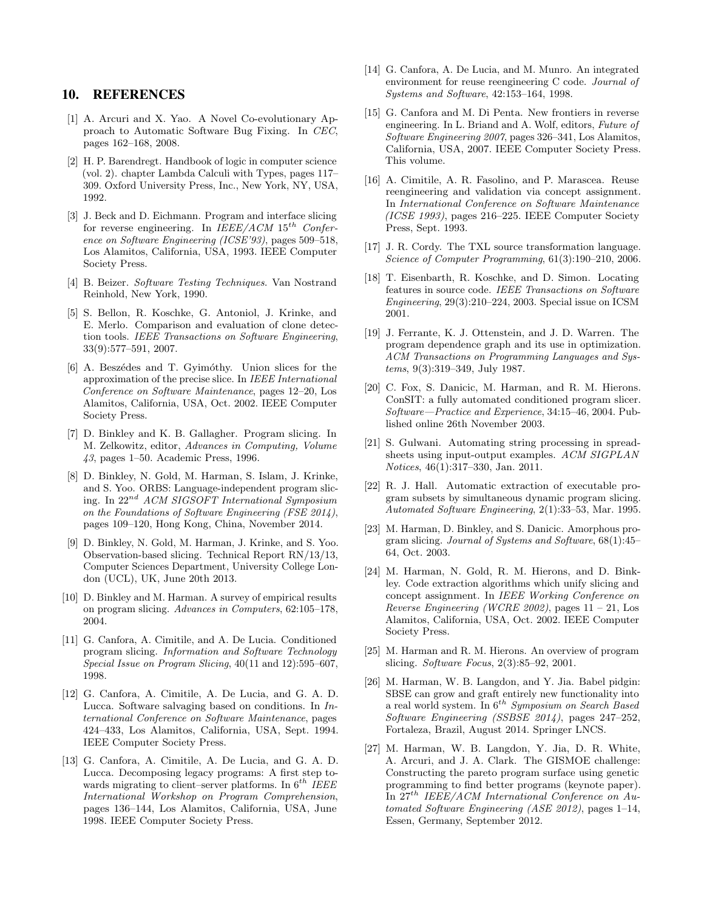## 10. REFERENCES

[1] A. Arcuri and X. Yao. A Novel Co-evolutionary Approach to Automatic Software Bug Fixing. In *CEC*, pages 162–168, 2008.

[2] H. P. Barendregt. Handbook of logic in computer science (vol. 2). chapter Lambda Calculi with Types, pages 117–309. Oxford University Press, Inc., New York, NY, USA, 1992.

[3] J. Beck and D. Eichmann. Program and interface slicing for reverse engineering. In *IEEE/ACM 15th Conference on Software Engineering (ICSE'93)*, pages 509–518, Los Alamitos, California, USA, 1993. IEEE Computer Society Press.

[4] B. Beizer. *Software Testing Techniques*. Van Nostrand Reinhold, New York, 1990.

[5] S. Bellon, R. Koschke, G. Antoniol, J. Krinke, and E. Merlo. Comparison and evaluation of clone detection tools. *IEEE Transactions on Software Engineering*, 33(9):577–591, 2007.

[6] A. Beszédes and T. Gyimóthy. Union slices for the approximation of the precise slice. In *IEEE International Conference on Software Maintenance*, pages 12–20, Los Alamitos, California, USA, Oct. 2002. IEEE Computer Society Press.

[7] D. Binkley and K. B. Gallagher. Program slicing. In M. Zelkowitz, editor, *Advances in Computing, Volume 43*, pages 1–50. Academic Press, 1996.

[8] D. Binkley, N. Gold, M. Harman, S. Islam, J. Krinke, and S. Yoo. ORBS: Language-independent program slicing. In *22nd ACM SIGSOFT International Symposium on the Foundations of Software Engineering (FSE 2014)*, pages 109–120, Hong Kong, China, November 2014.

[9] D. Binkley, N. Gold, M. Harman, J. Krinke, and S. Yoo. Observation-based slicing. Technical Report RN/13/13, Computer Sciences Department, University College London (UCL), UK, June 20th 2013.

[10] D. Binkley and M. Harman. A survey of empirical results on program slicing. *Advances in Computers*, 62:105–178, 2004.

[11] G. Canfora, A. Cimitile, and A. De Lucia. Conditioned program slicing. *Information and Software Technology Special Issue on Program Slicing*, 40(11 and 12):595–607, 1998.

[12] G. Canfora, A. Cimitile, A. De Lucia, and G. A. D. Lucca. Software salvaging based on conditions. In *International Conference on Software Maintenance*, pages 424–433, Los Alamitos, California, USA, Sept. 1994. IEEE Computer Society Press.

[13] G. Canfora, A. Cimitile, A. De Lucia, and G. A. D. Lucca. Decomposing legacy programs: A first step towards migrating to client–server platforms. In *6th IEEE International Workshop on Program Comprehension*, pages 136–144, Los Alamitos, California, USA, June 1998. IEEE Computer Society Press.

[14] G. Canfora, A. De Lucia, and M. Munro. An integrated environment for reuse reengineering C code. *Journal of Systems and Software*, 42:153–164, 1998.

[15] G. Canfora and M. Di Penta. New frontiers in reverse engineering. In L. Briand and A. Wolf, editors, *Future of Software Engineering 2007*, pages 326–341, Los Alamitos, California, USA, 2007. IEEE Computer Society Press. This volume.

[16] A. Cimitile, A. R. Fasolino, and P. Marascea. Reuse reengineering and validation via concept assignment. In *International Conference on Software Maintenance (ICSE 1993)*, pages 216–225. IEEE Computer Society Press, Sept. 1993.

[17] J. R. Cordy. The TXL source transformation language. *Science of Computer Programming*, 61(3):190–210, 2006.

[18] T. Eisenbarth, R. Koschke, and D. Simon. Locating features in source code. *IEEE Transactions on Software Engineering*, 29(3):210–224, 2003. Special issue on ICSM 2001.

[19] J. Ferrante, K. J. Ottenstein, and J. D. Warren. The program dependence graph and its use in optimization. *ACM Transactions on Programming Languages and Systems*, 9(3):319–349, July 1987.

[20] C. Fox, S. Danicic, M. Harman, and R. M. Hierons. ConSIT: a fully automated conditioned program slicer. *Software—Practice and Experience*, 34:15–46, 2004. Published online 26th November 2003.

[21] S. Gulwani. Automating string processing in spreadsheets using input-output examples. *ACM SIGPLAN Notices*, 46(1):317–330, Jan. 2011.

[22] R. J. Hall. Automatic extraction of executable program subsets by simultaneous dynamic program slicing. *Automated Software Engineering*, 2(1):33–53, Mar. 1995.

[23] M. Harman, D. Binkley, and S. Danicic. Amorphous program slicing. *Journal of Systems and Software*, 68(1):45–64, Oct. 2003.

[24] M. Harman, N. Gold, R. M. Hierons, and D. Binkley. Code extraction algorithms which unify slicing and concept assignment. In *IEEE Working Conference on Reverse Engineering (WCRE 2002)*, pages 11 – 21, Los Alamitos, California, USA, Oct. 2002. IEEE Computer Society Press.

[25] M. Harman and R. M. Hierons. An overview of program slicing. *Software Focus*, 2(3):85–92, 2001.

[26] M. Harman, W. B. Langdon, and Y. Jia. Babel pidgin: SBSE can grow and graft entirely new functionality into a real world system. In *6th Symposium on Search Based Software Engineering (SSBSE 2014)*, pages 247–252, Fortaleza, Brazil, August 2014. Springer LNCS.

[27] M. Harman, W. B. Langdon, Y. Jia, D. R. White, A. Arcuri, and J. A. Clark. The GISMOE challenge: Constructing the pareto program surface using genetic programming to find better programs (keynote paper). In *27th IEEE/ACM International Conference on Automated Software Engineering (ASE 2012)*, pages 1–14, Essen, Germany, September 2012.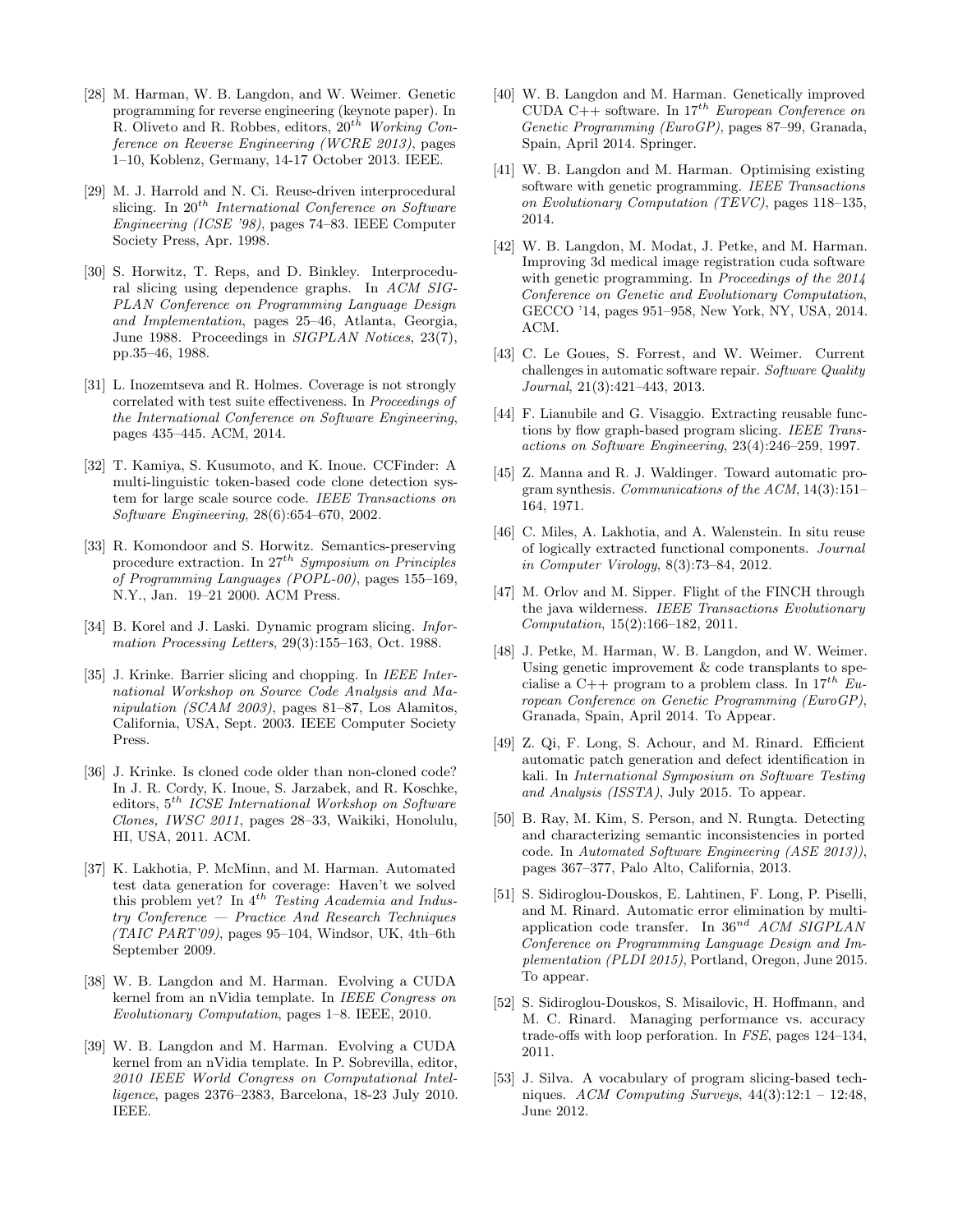[28] M. Harman, W. B. Langdon, and W. Weimer. Genetic programming for reverse engineering (keynote paper). In R. Oliveto and R. Robbes, editors, $20^{th}$ *Working Conference on Reverse Engineering (WCRE 2013)*, pages 1–10, Koblenz, Germany, 14-17 October 2013. IEEE.

[29] M. J. Harrold and N. Ci. Reuse-driven interprocedural slicing. In $20^{th}$ *International Conference on Software Engineering (ICSE '98)*, pages 74–83. IEEE Computer Society Press, Apr. 1998.

[30] S. Horwitz, T. Reps, and D. Binkley. Interprocedural slicing using dependence graphs. In *ACM SIGPLAN Conference on Programming Language Design and Implementation*, pages 25–46, Atlanta, Georgia, June 1988. Proceedings in *SIGPLAN Notices*, 23(7), pp.35–46, 1988.

[31] L. Inozemtseva and R. Holmes. Coverage is not strongly correlated with test suite effectiveness. In *Proceedings of the International Conference on Software Engineering*, pages 435–445. ACM, 2014.

[32] T. Kamiya, S. Kusumoto, and K. Inoue. CCFinder: A multi-linguistic token-based code clone detection system for large scale source code. *IEEE Transactions on Software Engineering*, 28(6):654–670, 2002.

[33] R. Komondoor and S. Horwitz. Semantics-preserving procedure extraction. In $27^{th}$ *Symposium on Principles of Programming Languages (POPL-00)*, pages 155–169, N.Y., Jan. 19–21 2000. ACM Press.

[34] B. Korel and J. Laski. Dynamic program slicing. *Information Processing Letters*, 29(3):155–163, Oct. 1988.

[35] J. Krinke. Barrier slicing and chopping. In *IEEE International Workshop on Source Code Analysis and Manipulation (SCAM 2003)*, pages 81–87, Los Alamitos, California, USA, Sept. 2003. IEEE Computer Society Press.

[36] J. Krinke. Is cloned code older than non-cloned code? In J. R. Cordy, K. Inoue, S. Jarzabek, and R. Koschke, editors, $5^{th}$ *ICSE International Workshop on Software Clones, IWSC 2011*, pages 28–33, Waikiki, Honolulu, HI, USA, 2011. ACM.

[37] K. Lakhotia, P. McMinn, and M. Harman. Automated test data generation for coverage: Haven't we solved this problem yet? In $4^{th}$ *Testing Academia and Industry Conference — Practice And Research Techniques (TAIC PART'09)*, pages 95–104, Windsor, UK, 4th–6th September 2009.

[38] W. B. Langdon and M. Harman. Evolving a CUDA kernel from an nVidia template. In *IEEE Congress on Evolutionary Computation*, pages 1–8. IEEE, 2010.

[39] W. B. Langdon and M. Harman. Evolving a CUDA kernel from an nVidia template. In P. Sobrevilla, editor, *2010 IEEE World Congress on Computational Intelligence*, pages 2376–2383, Barcelona, 18-23 July 2010. IEEE.

[40] W. B. Langdon and M. Harman. Genetically improved CUDA C++ software. In $17^{th}$ *European Conference on Genetic Programming (EuroGP)*, pages 87–99, Granada, Spain, April 2014. Springer.

[41] W. B. Langdon and M. Harman. Optimising existing software with genetic programming. *IEEE Transactions on Evolutionary Computation (TEVC)*, pages 118–135, 2014.

[42] W. B. Langdon, M. Modat, J. Petke, and M. Harman. Improving 3d medical image registration cuda software with genetic programming. In *Proceedings of the 2014 Conference on Genetic and Evolutionary Computation*, GECCO '14, pages 951–958, New York, NY, USA, 2014. ACM.

[43] C. Le Goues, S. Forrest, and W. Weimer. Current challenges in automatic software repair. *Software Quality Journal*, 21(3):421–443, 2013.

[44] F. Lianubile and G. Visaggio. Extracting reusable functions by flow graph-based program slicing. *IEEE Transactions on Software Engineering*, 23(4):246–259, 1997.

[45] Z. Manna and R. J. Waldinger. Toward automatic program synthesis. *Communications of the ACM*, 14(3):151–164, 1971.

[46] C. Miles, A. Lakhotia, and A. Walenstein. In situ reuse of logically extracted functional components. *Journal in Computer Virology*, 8(3):73–84, 2012.

[47] M. Orlov and M. Sipper. Flight of the FINCH through the java wilderness. *IEEE Transactions Evolutionary Computation*, 15(2):166–182, 2011.

[48] J. Petke, M. Harman, W. B. Langdon, and W. Weimer. Using genetic improvement & code transplants to specialise a C++ program to a problem class. In $17^{th}$ *European Conference on Genetic Programming (EuroGP)*, Granada, Spain, April 2014. To Appear.

[49] Z. Qi, F. Long, S. Achour, and M. Rinard. Efficient automatic patch generation and defect identification in kali. In *International Symposium on Software Testing and Analysis (ISSTA)*, July 2015. To appear.

[50] B. Ray, M. Kim, S. Person, and N. Rungta. Detecting and characterizing semantic inconsistencies in ported code. In *Automated Software Engineering (ASE 2013))*, pages 367–377, Palo Alto, California, 2013.

[51] S. Sidiroglou-Douskos, E. Lahtinen, F. Long, P. Piselli, and M. Rinard. Automatic error elimination by multi-application code transfer. In $36^{nd}$ *ACM SIGPLAN Conference on Programming Language Design and Implementation (PLDI 2015)*, Portland, Oregon, June 2015. To appear.

[52] S. Sidiroglou-Douskos, S. Misailovic, H. Hoffmann, and M. C. Rinard. Managing performance vs. accuracy trade-offs with loop perforation. In *FSE*, pages 124–134, 2011.

[53] J. Silva. A vocabulary of program slicing-based techniques. *ACM Computing Surveys*, 44(3):12:1 – 12:48, June 2012.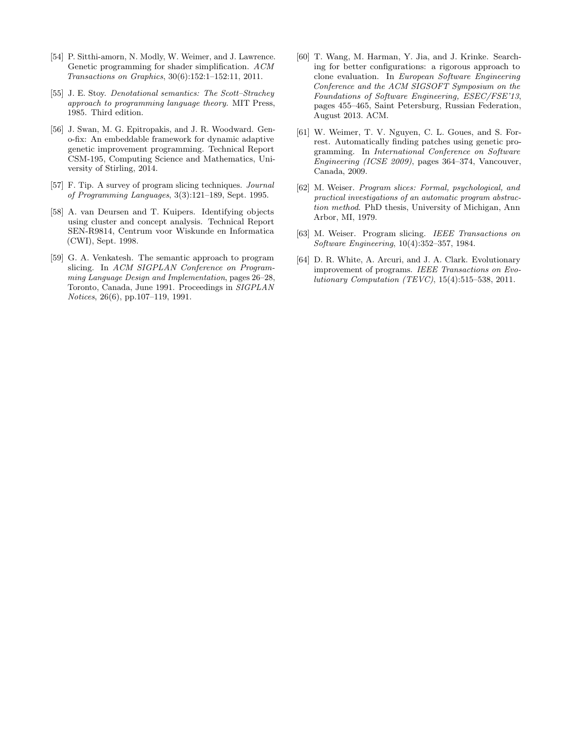[54] P. Sitthi-amorn, N. Modly, W. Weimer, and J. Lawrence. Genetic programming for shader simplification. *ACM Transactions on Graphics*, 30(6):152:1–152:11, 2011.

[55] J. E. Stoy. *Denotational semantics: The Scott–Strachey approach to programming language theory*. MIT Press, 1985. Third edition.

[56] J. Swan, M. G. Epitropakis, and J. R. Woodward. Geno-fix: An embeddable framework for dynamic adaptive genetic improvement programming. Technical Report CSM-195, Computing Science and Mathematics, University of Stirling, 2014.

[57] F. Tip. A survey of program slicing techniques. *Journal of Programming Languages*, 3(3):121–189, Sept. 1995.

[58] A. van Deursen and T. Kuipers. Identifying objects using cluster and concept analysis. Technical Report SEN-R9814, Centrum voor Wiskunde en Informatica (CWI), Sept. 1998.

[59] G. A. Venkatesh. The semantic approach to program slicing. In *ACM SIGPLAN Conference on Programming Language Design and Implementation*, pages 26–28, Toronto, Canada, June 1991. Proceedings in *SIGPLAN Notices*, 26(6), pp.107–119, 1991.

[60] T. Wang, M. Harman, Y. Jia, and J. Krinke. Searching for better configurations: a rigorous approach to clone evaluation. In *European Software Engineering Conference and the ACM SIGSOFT Symposium on the Foundations of Software Engineering, ESEC/FSE'13*, pages 455–465, Saint Petersburg, Russian Federation, August 2013. ACM.

[61] W. Weimer, T. V. Nguyen, C. L. Goues, and S. Forrest. Automatically finding patches using genetic programming. In *International Conference on Software Engineering (ICSE 2009)*, pages 364–374, Vancouver, Canada, 2009.

[62] M. Weiser. *Program slices: Formal, psychological, and practical investigations of an automatic program abstraction method*. PhD thesis, University of Michigan, Ann Arbor, MI, 1979.

[63] M. Weiser. Program slicing. *IEEE Transactions on Software Engineering*, 10(4):352–357, 1984.

[64] D. R. White, A. Arcuri, and J. A. Clark. Evolutionary improvement of programs. *IEEE Transactions on Evolutionary Computation (TEVC)*, 15(4):515–538, 2011.